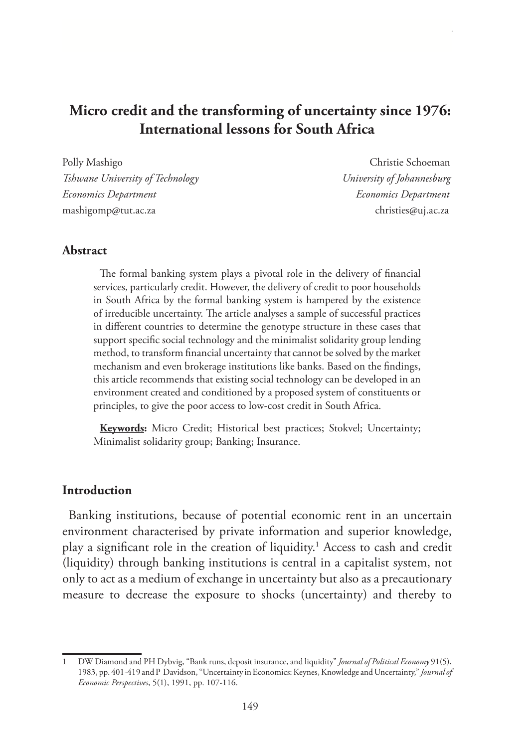# Micro credit and the transforming of uncertainty since 1976: International lessons for South Africa

Polly Mashigo
*Tshwane University of Technology*
*Economics Department*
mashigomp@tut.ac.za

Christie Schoeman
*University of Johannesburg*
*Economics Department*
christies@uj.ac.za

## Abstract

The formal banking system plays a pivotal role in the delivery of financial services, particularly credit. However, the delivery of credit to poor households in South Africa by the formal banking system is hampered by the existence of irreducible uncertainty. The article analyses a sample of successful practices in different countries to determine the genotype structure in these cases that support specific social technology and the minimalist solidarity group lending method, to transform financial uncertainty that cannot be solved by the market mechanism and even brokerage institutions like banks. Based on the findings, this article recommends that existing social technology can be developed in an environment created and conditioned by a proposed system of constituents or principles, to give the poor access to low-cost credit in South Africa.

**Keywords:** Micro Credit; Historical best practices; Stokvel; Uncertainty; Minimalist solidarity group; Banking; Insurance.

## Introduction

Banking institutions, because of potential economic rent in an uncertain environment characterised by private information and superior knowledge, play a significant role in the creation of liquidity.[1] Access to cash and credit (liquidity) through banking institutions is central in a capitalist system, not only to act as a medium of exchange in uncertainty but also as a precautionary measure to decrease the exposure to shocks (uncertainty) and thereby to

---

1 DW Diamond and PH Dybvig, "Bank runs, deposit insurance, and liquidity" *Journal of Political Economy* 91(5), 1983, pp. 401-419 and P Davidson, "Uncertainty in Economics: Keynes, Knowledge and Uncertainty," *Journal of Economic Perspectives*, 5(1), 1991, pp. 107-116.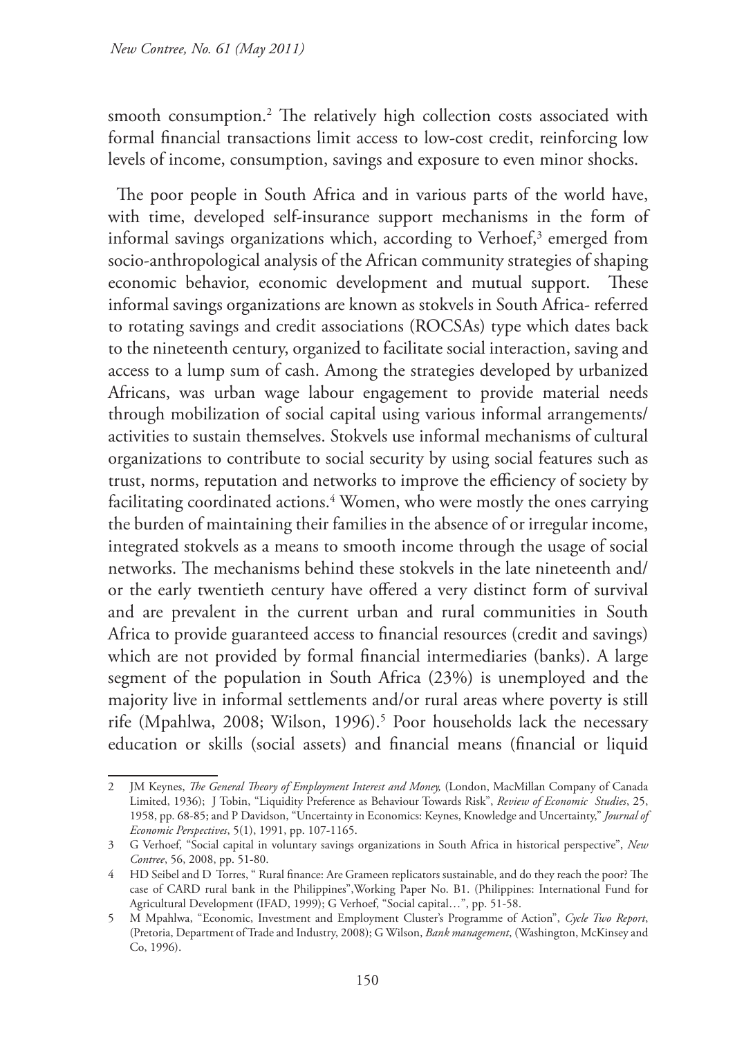smooth consumption.[2] The relatively high collection costs associated with formal financial transactions limit access to low-cost credit, reinforcing low levels of income, consumption, savings and exposure to even minor shocks.

The poor people in South Africa and in various parts of the world have, with time, developed self-insurance support mechanisms in the form of informal savings organizations which, according to Verhoef,[3] emerged from socio-anthropological analysis of the African community strategies of shaping economic behavior, economic development and mutual support. These informal savings organizations are known as stokvels in South Africa- referred to rotating savings and credit associations (ROCSAs) type which dates back to the nineteenth century, organized to facilitate social interaction, saving and access to a lump sum of cash. Among the strategies developed by urbanized Africans, was urban wage labour engagement to provide material needs through mobilization of social capital using various informal arrangements/activities to sustain themselves. Stokvels use informal mechanisms of cultural organizations to contribute to social security by using social features such as trust, norms, reputation and networks to improve the efficiency of society by facilitating coordinated actions.[4] Women, who were mostly the ones carrying the burden of maintaining their families in the absence of or irregular income, integrated stokvels as a means to smooth income through the usage of social networks. The mechanisms behind these stokvels in the late nineteenth and/or the early twentieth century have offered a very distinct form of survival and are prevalent in the current urban and rural communities in South Africa to provide guaranteed access to financial resources (credit and savings) which are not provided by formal financial intermediaries (banks). A large segment of the population in South Africa (23%) is unemployed and the majority live in informal settlements and/or rural areas where poverty is still rife (Mpahlwa, 2008; Wilson, 1996).[5] Poor households lack the necessary education or skills (social assets) and financial means (financial or liquid

---

2 JM Keynes, *The General Theory of Employment Interest and Money,* (London, MacMillan Company of Canada Limited, 1936); J Tobin, "Liquidity Preference as Behaviour Towards Risk", *Review of Economic Studies*, 25, 1958, pp. 68-85; and P Davidson, "Uncertainty in Economics: Keynes, Knowledge and Uncertainty," *Journal of Economic Perspectives*, 5(1), 1991, pp. 107-1165.

3 G Verhoef, "Social capital in voluntary savings organizations in South Africa in historical perspective", *New Contree*, 56, 2008, pp. 51-80.

4 HD Seibel and D Torres, " Rural finance: Are Grameen replicators sustainable, and do they reach the poor? The case of CARD rural bank in the Philippines",Working Paper No. B1. (Philippines: International Fund for Agricultural Development (IFAD, 1999); G Verhoef, "Social capital…", pp. 51-58.

5 M Mpahlwa, "Economic, Investment and Employment Cluster's Programme of Action", *Cycle Two Report*, (Pretoria, Department of Trade and Industry, 2008); G Wilson, *Bank management*, (Washington, McKinsey and Co, 1996).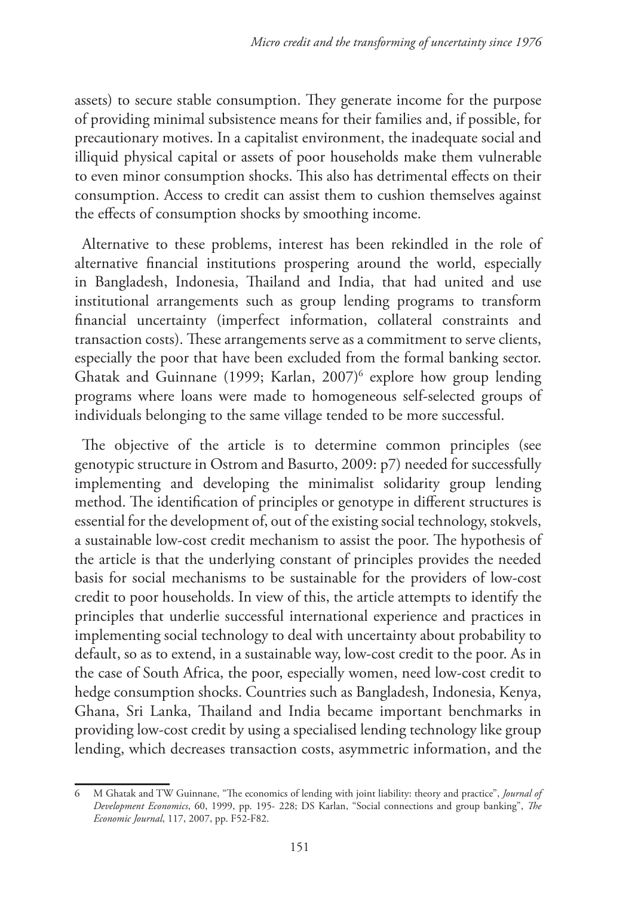assets) to secure stable consumption. They generate income for the purpose of providing minimal subsistence means for their families and, if possible, for precautionary motives. In a capitalist environment, the inadequate social and illiquid physical capital or assets of poor households make them vulnerable to even minor consumption shocks. This also has detrimental effects on their consumption. Access to credit can assist them to cushion themselves against the effects of consumption shocks by smoothing income.

Alternative to these problems, interest has been rekindled in the role of alternative financial institutions prospering around the world, especially in Bangladesh, Indonesia, Thailand and India, that had united and use institutional arrangements such as group lending programs to transform financial uncertainty (imperfect information, collateral constraints and transaction costs). These arrangements serve as a commitment to serve clients, especially the poor that have been excluded from the formal banking sector. Ghatak and Guinnane (1999; Karlan, 2007)[6] explore how group lending programs where loans were made to homogeneous self-selected groups of individuals belonging to the same village tended to be more successful.

The objective of the article is to determine common principles (see genotypic structure in Ostrom and Basurto, 2009: p7) needed for successfully implementing and developing the minimalist solidarity group lending method. The identification of principles or genotype in different structures is essential for the development of, out of the existing social technology, stokvels, a sustainable low-cost credit mechanism to assist the poor. The hypothesis of the article is that the underlying constant of principles provides the needed basis for social mechanisms to be sustainable for the providers of low-cost credit to poor households. In view of this, the article attempts to identify the principles that underlie successful international experience and practices in implementing social technology to deal with uncertainty about probability to default, so as to extend, in a sustainable way, low-cost credit to the poor. As in the case of South Africa, the poor, especially women, need low-cost credit to hedge consumption shocks. Countries such as Bangladesh, Indonesia, Kenya, Ghana, Sri Lanka, Thailand and India became important benchmarks in providing low-cost credit by using a specialised lending technology like group lending, which decreases transaction costs, asymmetric information, and the

---

6 M Ghatak and TW Guinnane, "The economics of lending with joint liability: theory and practice", *Journal of Development Economics*, 60, 1999, pp. 195- 228; DS Karlan, "Social connections and group banking", *The Economic Journal*, 117, 2007, pp. F52-F82.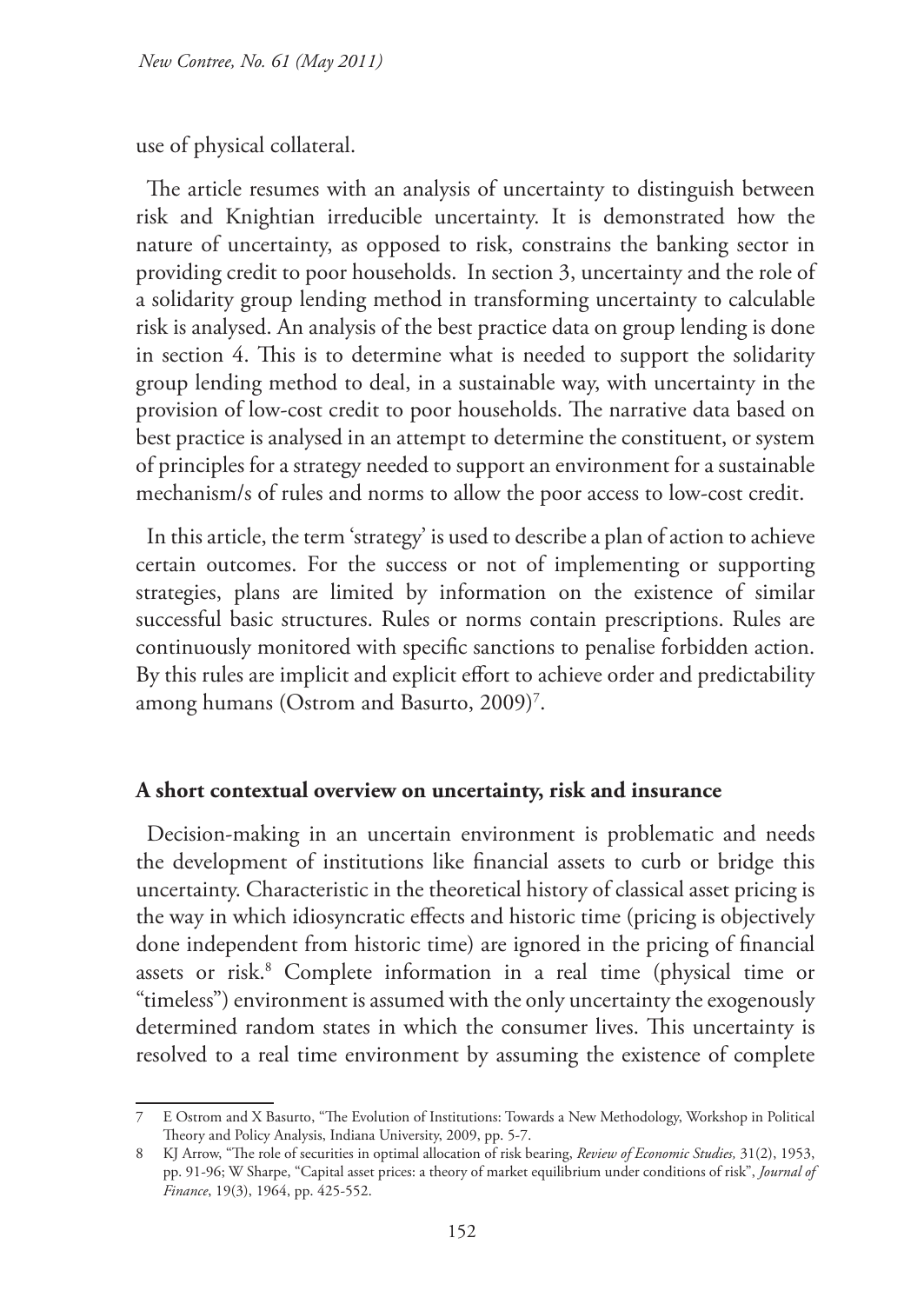use of physical collateral.

The article resumes with an analysis of uncertainty to distinguish between risk and Knightian irreducible uncertainty. It is demonstrated how the nature of uncertainty, as opposed to risk, constrains the banking sector in providing credit to poor households. In section 3, uncertainty and the role of a solidarity group lending method in transforming uncertainty to calculable risk is analysed. An analysis of the best practice data on group lending is done in section 4. This is to determine what is needed to support the solidarity group lending method to deal, in a sustainable way, with uncertainty in the provision of low-cost credit to poor households. The narrative data based on best practice is analysed in an attempt to determine the constituent, or system of principles for a strategy needed to support an environment for a sustainable mechanism/s of rules and norms to allow the poor access to low-cost credit.

In this article, the term 'strategy' is used to describe a plan of action to achieve certain outcomes. For the success or not of implementing or supporting strategies, plans are limited by information on the existence of similar successful basic structures. Rules or norms contain prescriptions. Rules are continuously monitored with specific sanctions to penalise forbidden action. By this rules are implicit and explicit effort to achieve order and predictability among humans (Ostrom and Basurto, 2009)[7].

**A short contextual overview on uncertainty, risk and insurance**

Decision-making in an uncertain environment is problematic and needs the development of institutions like financial assets to curb or bridge this uncertainty. Characteristic in the theoretical history of classical asset pricing is the way in which idiosyncratic effects and historic time (pricing is objectively done independent from historic time) are ignored in the pricing of financial assets or risk.[8] Complete information in a real time (physical time or "timeless") environment is assumed with the only uncertainty the exogenously determined random states in which the consumer lives. This uncertainty is resolved to a real time environment by assuming the existence of complete

---

7 E Ostrom and X Basurto, "The Evolution of Institutions: Towards a New Methodology, Workshop in Political Theory and Policy Analysis, Indiana University, 2009, pp. 5-7.

8 KJ Arrow, "The role of securities in optimal allocation of risk bearing, *Review of Economic Studies,* 31(2), 1953, pp. 91-96; W Sharpe, "Capital asset prices: a theory of market equilibrium under conditions of risk", *Journal of Finance*, 19(3), 1964, pp. 425-552.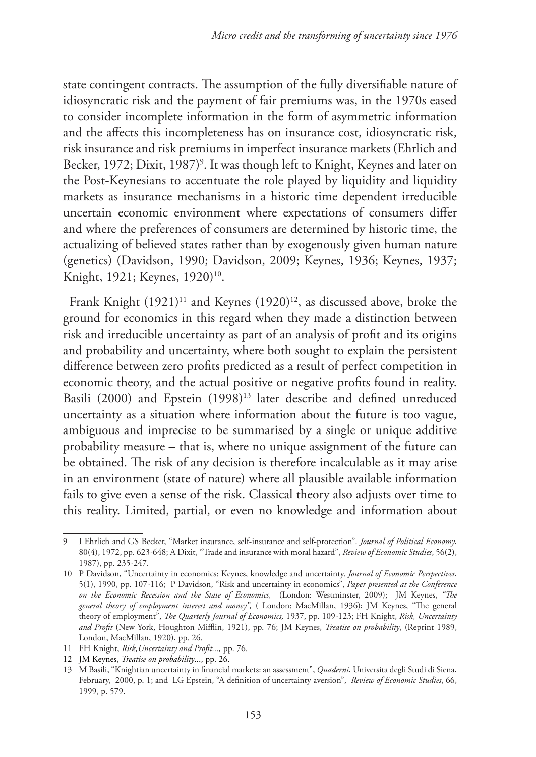state contingent contracts. The assumption of the fully diversifiable nature of idiosyncratic risk and the payment of fair premiums was, in the 1970s eased to consider incomplete information in the form of asymmetric information and the affects this incompleteness has on insurance cost, idiosyncratic risk, risk insurance and risk premiums in imperfect insurance markets (Ehrlich and Becker, 1972; Dixit, 1987)[9]. It was though left to Knight, Keynes and later on the Post-Keynesians to accentuate the role played by liquidity and liquidity markets as insurance mechanisms in a historic time dependent irreducible uncertain economic environment where expectations of consumers differ and where the preferences of consumers are determined by historic time, the actualizing of believed states rather than by exogenously given human nature (genetics) (Davidson, 1990; Davidson, 2009; Keynes, 1936; Keynes, 1937; Knight, 1921; Keynes, 1920)[10].

Frank Knight (1921)[11] and Keynes (1920)[12], as discussed above, broke the ground for economics in this regard when they made a distinction between risk and irreducible uncertainty as part of an analysis of profit and its origins and probability and uncertainty, where both sought to explain the persistent difference between zero profits predicted as a result of perfect competition in economic theory, and the actual positive or negative profits found in reality. Basili (2000) and Epstein (1998)[13] later describe and defined unreduced uncertainty as a situation where information about the future is too vague, ambiguous and imprecise to be summarised by a single or unique additive probability measure – that is, where no unique assignment of the future can be obtained. The risk of any decision is therefore incalculable as it may arise in an environment (state of nature) where all plausible available information fails to give even a sense of the risk. Classical theory also adjusts over time to this reality. Limited, partial, or even no knowledge and information about

---

9 I Ehrlich and GS Becker, "Market insurance, self-insurance and self-protection". *Journal of Political Economy*, 80(4), 1972, pp. 623-648; A Dixit, "Trade and insurance with moral hazard", *Review of Economic Studies*, 56(2), 1987), pp. 235-247.

10 P Davidson, "Uncertainty in economics: Keynes, knowledge and uncertainty. *Journal of Economic Perspectives*, 5(1), 1990, pp. 107-116; P Davidson, "Risk and uncertainty in economics", *Paper presented at the Conference on the Economic Recession and the State of Economics,* (London: Westminster, 2009); JM Keynes, *"The general theory of employment interest and money"*, ( London: MacMillan, 1936); JM Keynes, "The general theory of employment", *The Quarterly Journal of Economics,* 1937, pp. 109-123; FH Knight, *Risk, Uncertainty and Profit* (New York, Houghton Mifflin, 1921), pp. 76; JM Keynes, *Treatise on probability*, (Reprint 1989, London, MacMillan, 1920), pp. 26.

11 FH Knight, *Risk,Uncertainty and Profit...,* pp. 76.

12 JM Keynes, *Treatise on probability*..., pp. 26.

13 M Basili, "Knightian uncertainty in financial markets: an assessment", *Quaderni*, Universita degli Studi di Siena, February, 2000, p. 1; and LG Epstein, "A definition of uncertainty aversion", *Review of Economic Studies*, 66, 1999, p. 579.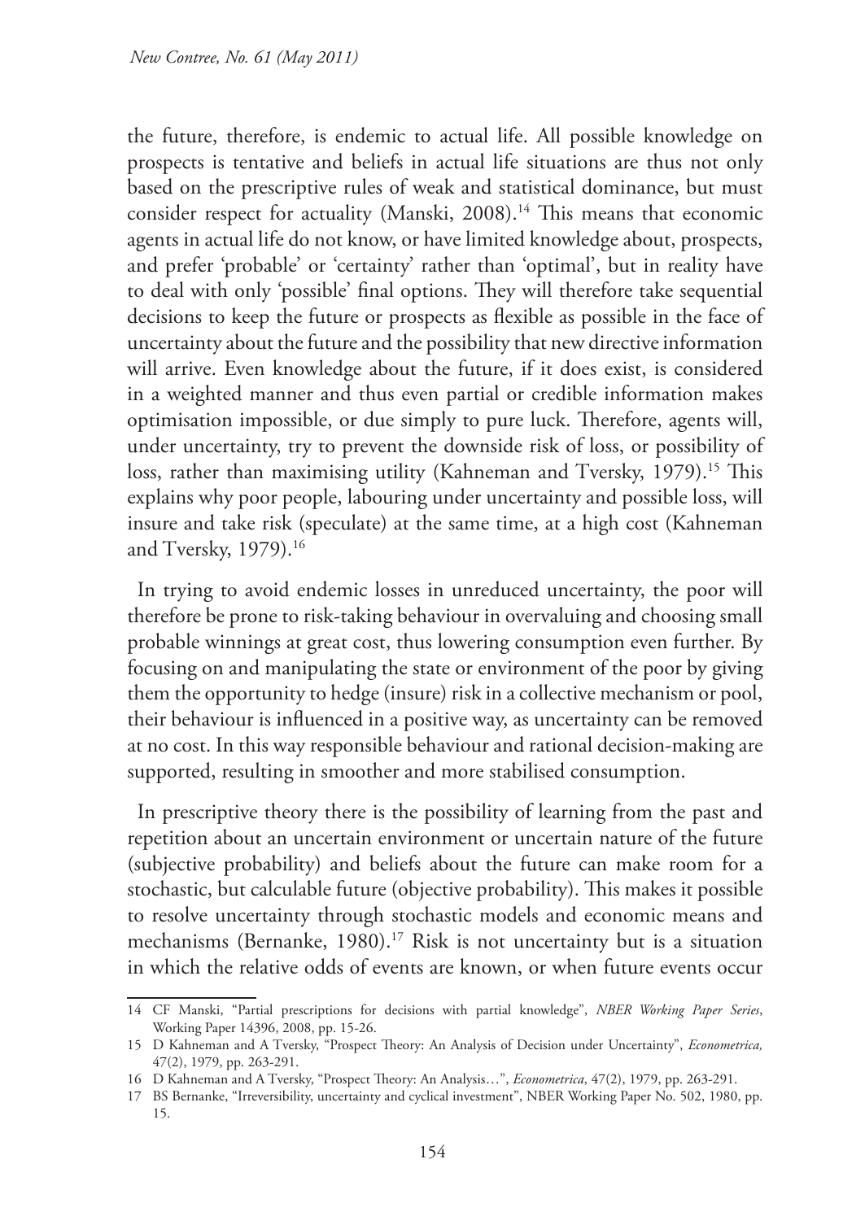the future, therefore, is endemic to actual life. All possible knowledge on prospects is tentative and beliefs in actual life situations are thus not only based on the prescriptive rules of weak and statistical dominance, but must consider respect for actuality (Manski, 2008).[14] This means that economic agents in actual life do not know, or have limited knowledge about, prospects, and prefer 'probable' or 'certainty' rather than 'optimal', but in reality have to deal with only 'possible' final options. They will therefore take sequential decisions to keep the future or prospects as flexible as possible in the face of uncertainty about the future and the possibility that new directive information will arrive. Even knowledge about the future, if it does exist, is considered in a weighted manner and thus even partial or credible information makes optimisation impossible, or due simply to pure luck. Therefore, agents will, under uncertainty, try to prevent the downside risk of loss, or possibility of loss, rather than maximising utility (Kahneman and Tversky, 1979).[15] This explains why poor people, labouring under uncertainty and possible loss, will insure and take risk (speculate) at the same time, at a high cost (Kahneman and Tversky, 1979).[16]

In trying to avoid endemic losses in unreduced uncertainty, the poor will therefore be prone to risk-taking behaviour in overvaluing and choosing small probable winnings at great cost, thus lowering consumption even further. By focusing on and manipulating the state or environment of the poor by giving them the opportunity to hedge (insure) risk in a collective mechanism or pool, their behaviour is influenced in a positive way, as uncertainty can be removed at no cost. In this way responsible behaviour and rational decision-making are supported, resulting in smoother and more stabilised consumption.

In prescriptive theory there is the possibility of learning from the past and repetition about an uncertain environment or uncertain nature of the future (subjective probability) and beliefs about the future can make room for a stochastic, but calculable future (objective probability). This makes it possible to resolve uncertainty through stochastic models and economic means and mechanisms (Bernanke, 1980).[17] Risk is not uncertainty but is a situation in which the relative odds of events are known, or when future events occur

---

14 CF Manski, "Partial prescriptions for decisions with partial knowledge", *NBER Working Paper Series*, Working Paper 14396, 2008, pp. 15-26.

15 D Kahneman and A Tversky, "Prospect Theory: An Analysis of Decision under Uncertainty", *Econometrica,* 47(2), 1979, pp. 263-291.

16 D Kahneman and A Tversky, "Prospect Theory: An Analysis…", *Econometrica*, 47(2), 1979, pp. 263-291.

17 BS Bernanke, "Irreversibility, uncertainty and cyclical investment", NBER Working Paper No. 502, 1980, pp. 15.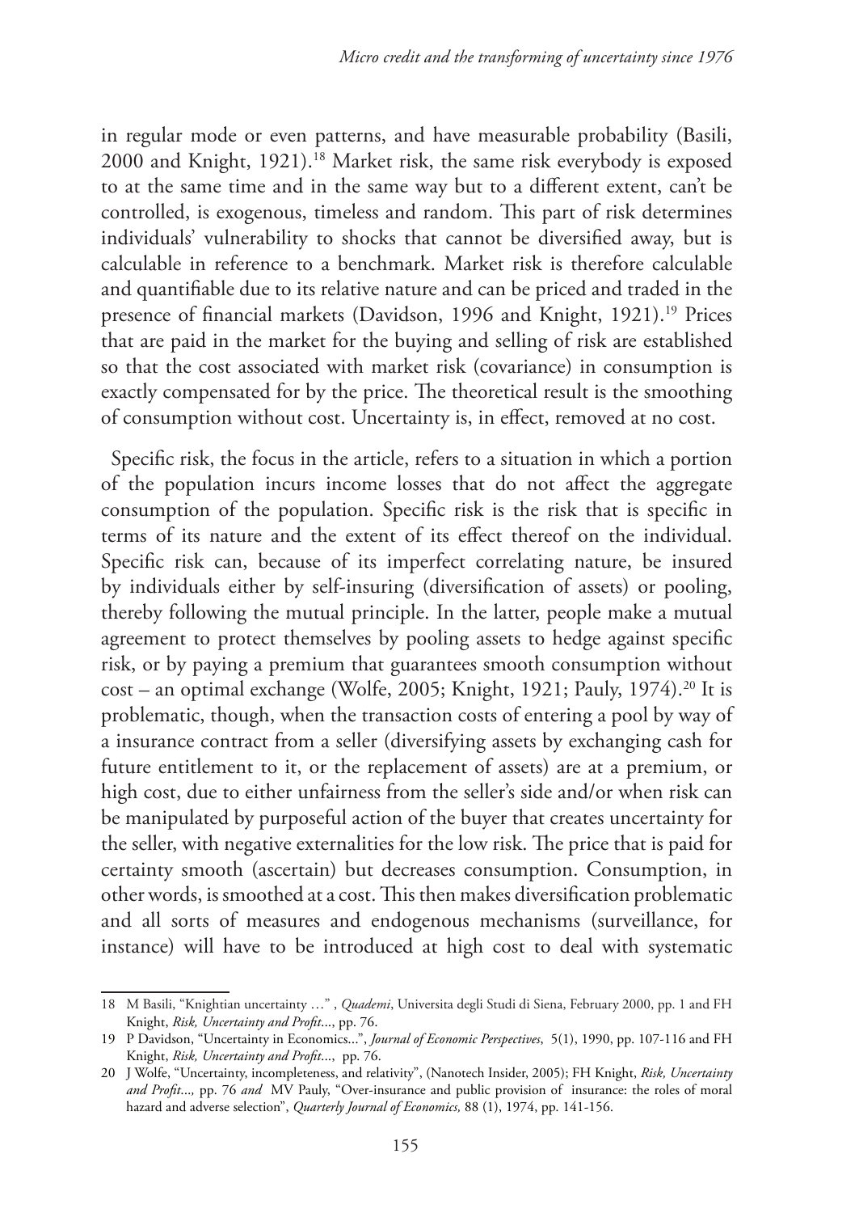in regular mode or even patterns, and have measurable probability (Basili, 2000 and Knight, 1921).[18] Market risk, the same risk everybody is exposed to at the same time and in the same way but to a different extent, can't be controlled, is exogenous, timeless and random. This part of risk determines individuals' vulnerability to shocks that cannot be diversified away, but is calculable in reference to a benchmark. Market risk is therefore calculable and quantifiable due to its relative nature and can be priced and traded in the presence of financial markets (Davidson, 1996 and Knight, 1921).[19] Prices that are paid in the market for the buying and selling of risk are established so that the cost associated with market risk (covariance) in consumption is exactly compensated for by the price. The theoretical result is the smoothing of consumption without cost. Uncertainty is, in effect, removed at no cost.

Specific risk, the focus in the article, refers to a situation in which a portion of the population incurs income losses that do not affect the aggregate consumption of the population. Specific risk is the risk that is specific in terms of its nature and the extent of its effect thereof on the individual. Specific risk can, because of its imperfect correlating nature, be insured by individuals either by self-insuring (diversification of assets) or pooling, thereby following the mutual principle. In the latter, people make a mutual agreement to protect themselves by pooling assets to hedge against specific risk, or by paying a premium that guarantees smooth consumption without cost – an optimal exchange (Wolfe, 2005; Knight, 1921; Pauly, 1974).[20] It is problematic, though, when the transaction costs of entering a pool by way of a insurance contract from a seller (diversifying assets by exchanging cash for future entitlement to it, or the replacement of assets) are at a premium, or high cost, due to either unfairness from the seller's side and/or when risk can be manipulated by purposeful action of the buyer that creates uncertainty for the seller, with negative externalities for the low risk. The price that is paid for certainty smooth (ascertain) but decreases consumption. Consumption, in other words, is smoothed at a cost. This then makes diversification problematic and all sorts of measures and endogenous mechanisms (surveillance, for instance) will have to be introduced at high cost to deal with systematic

---

18 M Basili, "Knightian uncertainty …" , *Quademi*, Universita degli Studi di Siena, February 2000, pp. 1 and FH Knight, *Risk, Uncertainty and Profit*..., pp. 76.

19 P Davidson, "Uncertainty in Economics...", *Journal of Economic Perspectives*, 5(1), 1990, pp. 107-116 and FH Knight, *Risk, Uncertainty and Profit*..., pp. 76.

20 J Wolfe, "Uncertainty, incompleteness, and relativity", (Nanotech Insider, 2005); FH Knight, *Risk, Uncertainty and Profit*..., pp. 76 *and* MV Pauly, "Over-insurance and public provision of insurance: the roles of moral hazard and adverse selection", *Quarterly Journal of Economics,* 88 (1), 1974, pp. 141-156.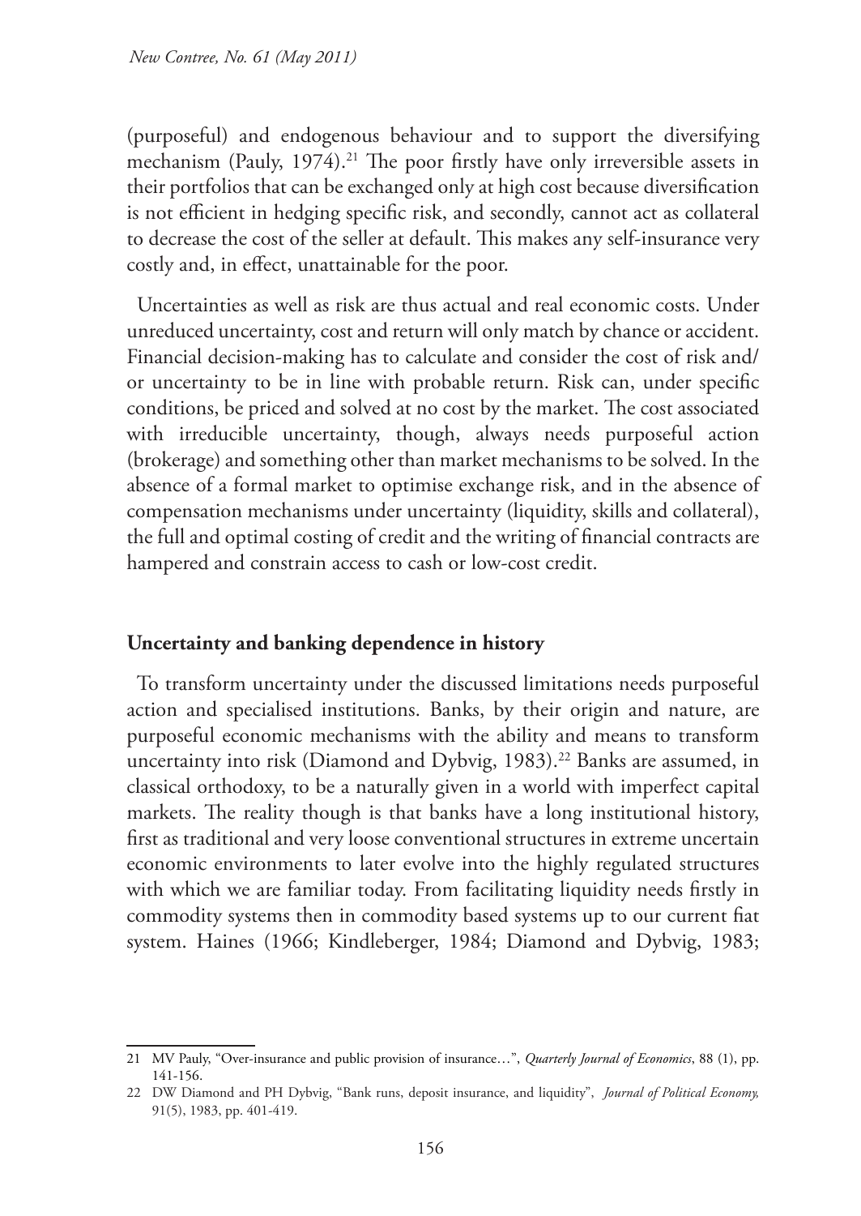(purposeful) and endogenous behaviour and to support the diversifying mechanism (Pauly, 1974).[21] The poor firstly have only irreversible assets in their portfolios that can be exchanged only at high cost because diversification is not efficient in hedging specific risk, and secondly, cannot act as collateral to decrease the cost of the seller at default. This makes any self-insurance very costly and, in effect, unattainable for the poor.

Uncertainties as well as risk are thus actual and real economic costs. Under unreduced uncertainty, cost and return will only match by chance or accident. Financial decision-making has to calculate and consider the cost of risk and/or uncertainty to be in line with probable return. Risk can, under specific conditions, be priced and solved at no cost by the market. The cost associated with irreducible uncertainty, though, always needs purposeful action (brokerage) and something other than market mechanisms to be solved. In the absence of a formal market to optimise exchange risk, and in the absence of compensation mechanisms under uncertainty (liquidity, skills and collateral), the full and optimal costing of credit and the writing of financial contracts are hampered and constrain access to cash or low-cost credit.

## Uncertainty and banking dependence in history

To transform uncertainty under the discussed limitations needs purposeful action and specialised institutions. Banks, by their origin and nature, are purposeful economic mechanisms with the ability and means to transform uncertainty into risk (Diamond and Dybvig, 1983).[22] Banks are assumed, in classical orthodoxy, to be a naturally given in a world with imperfect capital markets. The reality though is that banks have a long institutional history, first as traditional and very loose conventional structures in extreme uncertain economic environments to later evolve into the highly regulated structures with which we are familiar today. From facilitating liquidity needs firstly in commodity systems then in commodity based systems up to our current fiat system. Haines (1966; Kindleberger, 1984; Diamond and Dybvig, 1983;

---

21 MV Pauly, "Over-insurance and public provision of insurance…", *Quarterly Journal of Economics*, 88 (1), pp. 141-156.

22 DW Diamond and PH Dybvig, "Bank runs, deposit insurance, and liquidity", *Journal of Political Economy,* 91(5), 1983, pp. 401-419.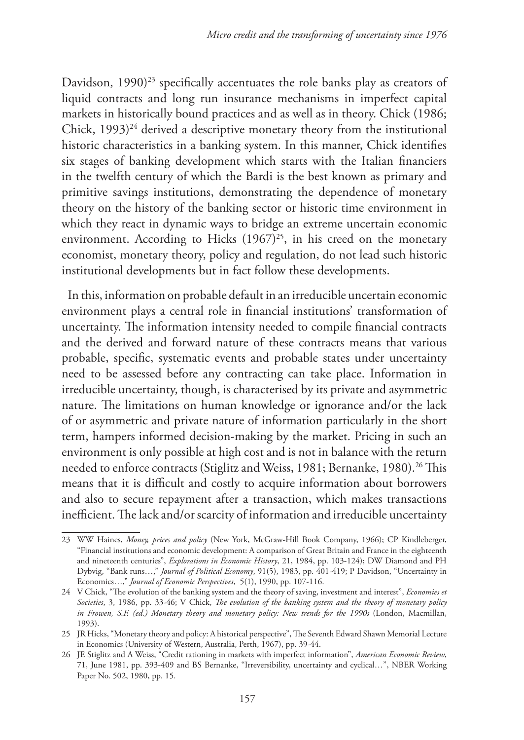Davidson, 1990)[23] specifically accentuates the role banks play as creators of liquid contracts and long run insurance mechanisms in imperfect capital markets in historically bound practices and as well as in theory. Chick (1986; Chick, 1993)[24] derived a descriptive monetary theory from the institutional historic characteristics in a banking system. In this manner, Chick identifies six stages of banking development which starts with the Italian financiers in the twelfth century of which the Bardi is the best known as primary and primitive savings institutions, demonstrating the dependence of monetary theory on the history of the banking sector or historic time environment in which they react in dynamic ways to bridge an extreme uncertain economic environment. According to Hicks (1967)[25], in his creed on the monetary economist, monetary theory, policy and regulation, do not lead such historic institutional developments but in fact follow these developments.

In this, information on probable default in an irreducible uncertain economic environment plays a central role in financial institutions' transformation of uncertainty. The information intensity needed to compile financial contracts and the derived and forward nature of these contracts means that various probable, specific, systematic events and probable states under uncertainty need to be assessed before any contracting can take place. Information in irreducible uncertainty, though, is characterised by its private and asymmetric nature. The limitations on human knowledge or ignorance and/or the lack of or asymmetric and private nature of information particularly in the short term, hampers informed decision-making by the market. Pricing in such an environment is only possible at high cost and is not in balance with the return needed to enforce contracts (Stiglitz and Weiss, 1981; Bernanke, 1980).[26] This means that it is difficult and costly to acquire information about borrowers and also to secure repayment after a transaction, which makes transactions inefficient. The lack and/or scarcity of information and irreducible uncertainty

---

23 WW Haines, *Money, prices and policy* (New York, McGraw-Hill Book Company, 1966); CP Kindleberger, "Financial institutions and economic development: A comparison of Great Britain and France in the eighteenth and nineteenth centuries", *Explorations in Economic History*, 21, 1984, pp. 103-124); DW Diamond and PH Dybvig, "Bank runs…," *Journal of Political Economy*, 91(5), 1983, pp. 401-419; P Davidson, "Uncertainty in Economics…," *Journal of Economic Perspectives*, 5(1), 1990, pp. 107-116.

24 V Chick, "The evolution of the banking system and the theory of saving, investment and interest", *Economies et Societies*, 3, 1986, pp. 33-46; V Chick, *The evolution of the banking system and the theory of monetary policy in Frowen, S.F. (ed.) Monetary theory and monetary policy: New trends for the 1990s* (London, Macmillan, 1993).

25 JR Hicks, "Monetary theory and policy: A historical perspective", The Seventh Edward Shawn Memorial Lecture in Economics (University of Western, Australia, Perth, 1967), pp. 39-44.

26 JE Stiglitz and A Weiss, "Credit rationing in markets with imperfect information", *American Economic Review*, 71, June 1981, pp. 393-409 and BS Bernanke, "Irreversibility, uncertainty and cyclical…", NBER Working Paper No. 502, 1980, pp. 15.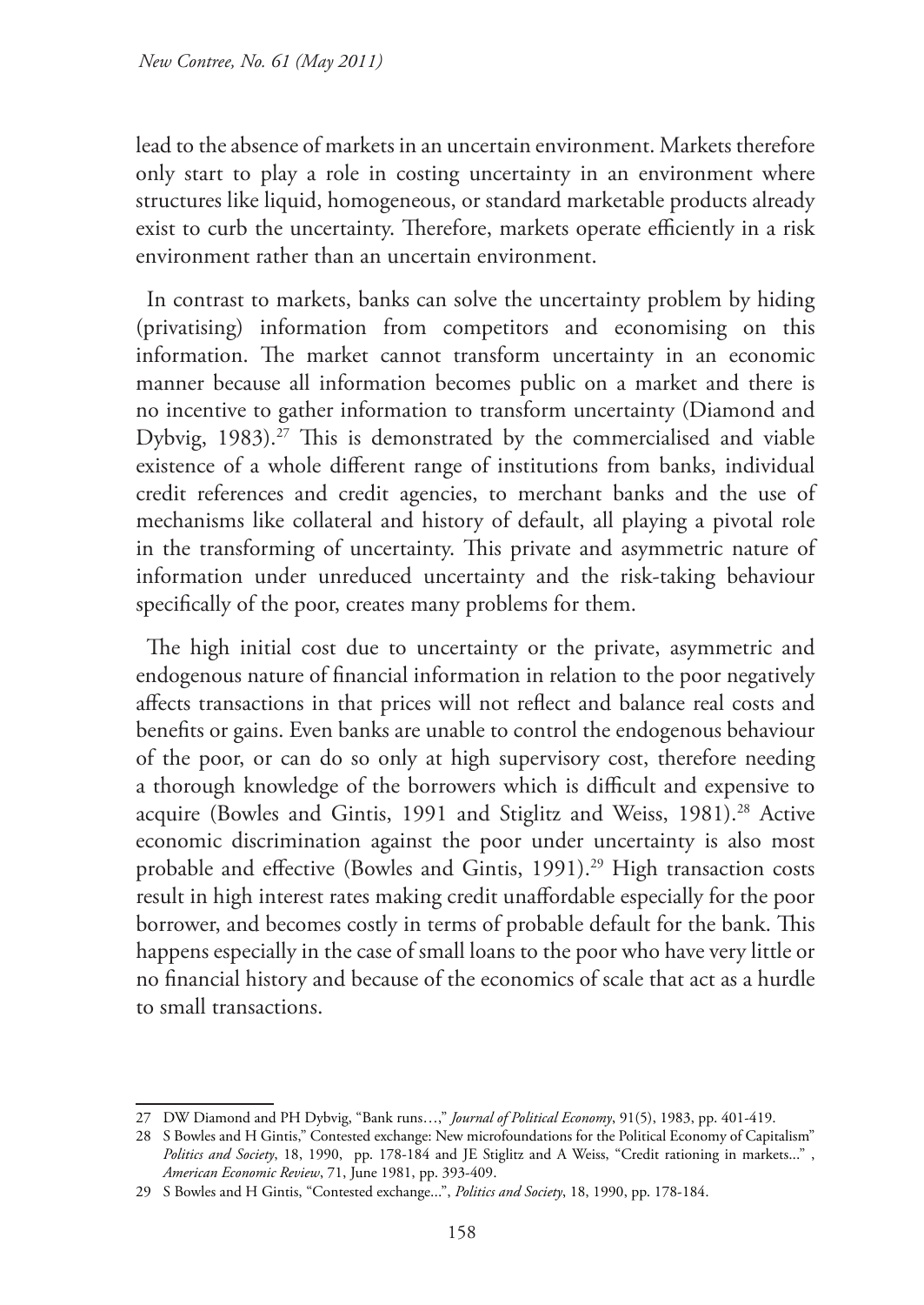lead to the absence of markets in an uncertain environment. Markets therefore only start to play a role in costing uncertainty in an environment where structures like liquid, homogeneous, or standard marketable products already exist to curb the uncertainty. Therefore, markets operate efficiently in a risk environment rather than an uncertain environment.

In contrast to markets, banks can solve the uncertainty problem by hiding (privatising) information from competitors and economising on this information. The market cannot transform uncertainty in an economic manner because all information becomes public on a market and there is no incentive to gather information to transform uncertainty (Diamond and Dybvig, 1983).[27] This is demonstrated by the commercialised and viable existence of a whole different range of institutions from banks, individual credit references and credit agencies, to merchant banks and the use of mechanisms like collateral and history of default, all playing a pivotal role in the transforming of uncertainty. This private and asymmetric nature of information under unreduced uncertainty and the risk-taking behaviour specifically of the poor, creates many problems for them.

The high initial cost due to uncertainty or the private, asymmetric and endogenous nature of financial information in relation to the poor negatively affects transactions in that prices will not reflect and balance real costs and benefits or gains. Even banks are unable to control the endogenous behaviour of the poor, or can do so only at high supervisory cost, therefore needing a thorough knowledge of the borrowers which is difficult and expensive to acquire (Bowles and Gintis, 1991 and Stiglitz and Weiss, 1981).[28] Active economic discrimination against the poor under uncertainty is also most probable and effective (Bowles and Gintis, 1991).[29] High transaction costs result in high interest rates making credit unaffordable especially for the poor borrower, and becomes costly in terms of probable default for the bank. This happens especially in the case of small loans to the poor who have very little or no financial history and because of the economics of scale that act as a hurdle to small transactions.

---

27 DW Diamond and PH Dybvig, "Bank runs…," *Journal of Political Economy*, 91(5), 1983, pp. 401-419.

28 S Bowles and H Gintis," Contested exchange: New microfoundations for the Political Economy of Capitalism" *Politics and Society*, 18, 1990, pp. 178-184 and JE Stiglitz and A Weiss, "Credit rationing in markets..." , *American Economic Review*, 71, June 1981, pp. 393-409.

29 S Bowles and H Gintis, "Contested exchange...", *Politics and Society*, 18, 1990, pp. 178-184.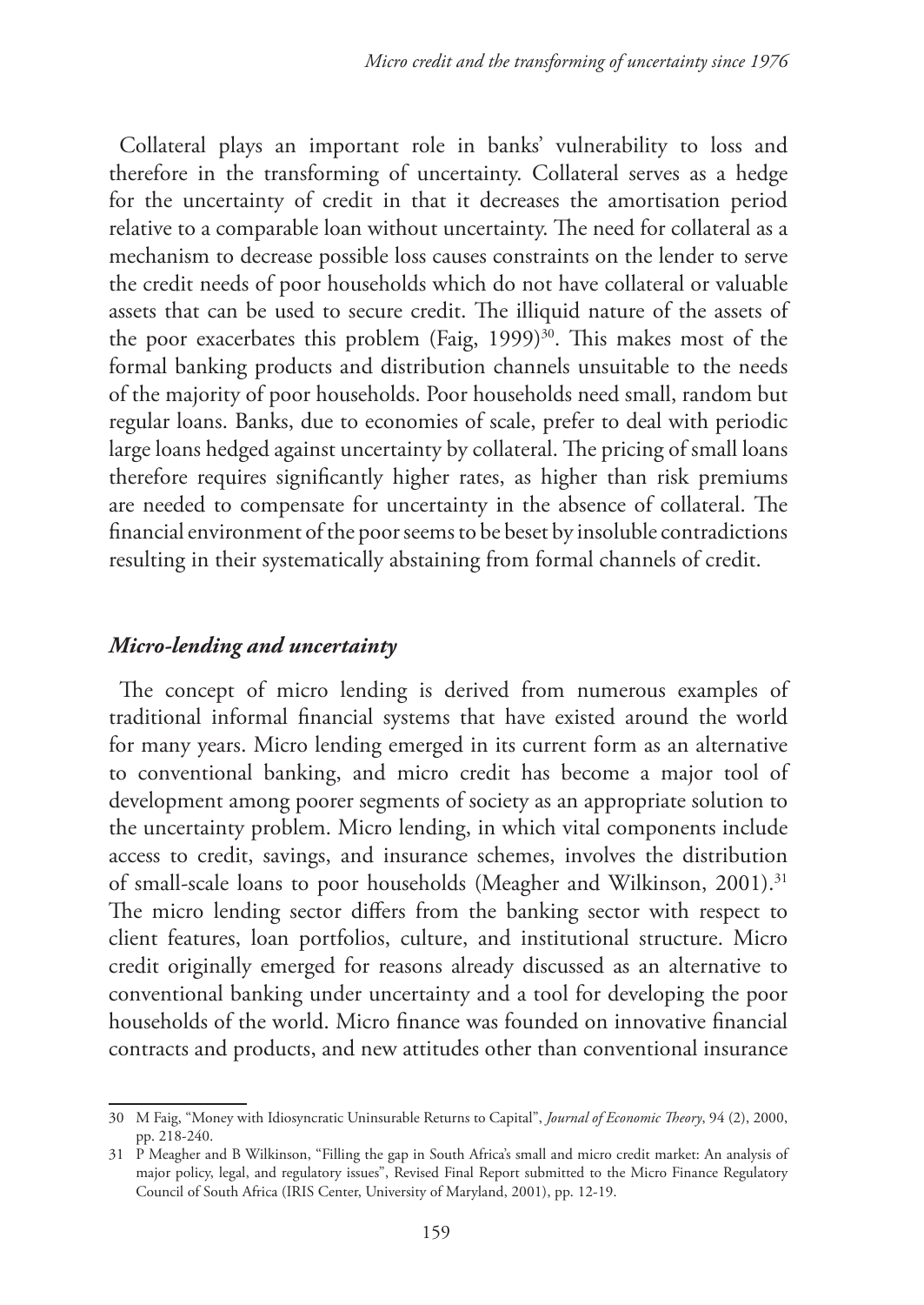Collateral plays an important role in banks' vulnerability to loss and therefore in the transforming of uncertainty. Collateral serves as a hedge for the uncertainty of credit in that it decreases the amortisation period relative to a comparable loan without uncertainty. The need for collateral as a mechanism to decrease possible loss causes constraints on the lender to serve the credit needs of poor households which do not have collateral or valuable assets that can be used to secure credit. The illiquid nature of the assets of the poor exacerbates this problem (Faig, 1999)[30]. This makes most of the formal banking products and distribution channels unsuitable to the needs of the majority of poor households. Poor households need small, random but regular loans. Banks, due to economies of scale, prefer to deal with periodic large loans hedged against uncertainty by collateral. The pricing of small loans therefore requires significantly higher rates, as higher than risk premiums are needed to compensate for uncertainty in the absence of collateral. The financial environment of the poor seems to be beset by insoluble contradictions resulting in their systematically abstaining from formal channels of credit.

### *Micro-lending and uncertainty*

The concept of micro lending is derived from numerous examples of traditional informal financial systems that have existed around the world for many years. Micro lending emerged in its current form as an alternative to conventional banking, and micro credit has become a major tool of development among poorer segments of society as an appropriate solution to the uncertainty problem. Micro lending, in which vital components include access to credit, savings, and insurance schemes, involves the distribution of small-scale loans to poor households (Meagher and Wilkinson, 2001).[31] The micro lending sector differs from the banking sector with respect to client features, loan portfolios, culture, and institutional structure. Micro credit originally emerged for reasons already discussed as an alternative to conventional banking under uncertainty and a tool for developing the poor households of the world. Micro finance was founded on innovative financial contracts and products, and new attitudes other than conventional insurance

---

30 M Faig, "Money with Idiosyncratic Uninsurable Returns to Capital", *Journal of Economic Theory*, 94 (2), 2000, pp. 218-240.

31 P Meagher and B Wilkinson, "Filling the gap in South Africa's small and micro credit market: An analysis of major policy, legal, and regulatory issues", Revised Final Report submitted to the Micro Finance Regulatory Council of South Africa (IRIS Center, University of Maryland, 2001), pp. 12-19.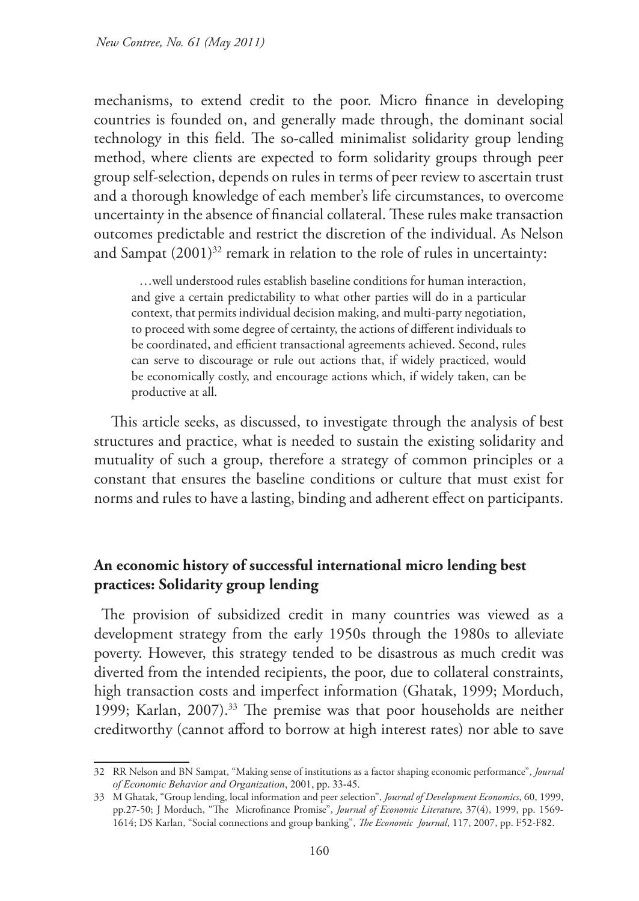mechanisms, to extend credit to the poor. Micro finance in developing countries is founded on, and generally made through, the dominant social technology in this field. The so-called minimalist solidarity group lending method, where clients are expected to form solidarity groups through peer group self-selection, depends on rules in terms of peer review to ascertain trust and a thorough knowledge of each member's life circumstances, to overcome uncertainty in the absence of financial collateral. These rules make transaction outcomes predictable and restrict the discretion of the individual. As Nelson and Sampat (2001)[32] remark in relation to the role of rules in uncertainty:

> …well understood rules establish baseline conditions for human interaction, and give a certain predictability to what other parties will do in a particular context, that permits individual decision making, and multi-party negotiation, to proceed with some degree of certainty, the actions of different individuals to be coordinated, and efficient transactional agreements achieved. Second, rules can serve to discourage or rule out actions that, if widely practiced, would be economically costly, and encourage actions which, if widely taken, can be productive at all.

This article seeks, as discussed, to investigate through the analysis of best structures and practice, what is needed to sustain the existing solidarity and mutuality of such a group, therefore a strategy of common principles or a constant that ensures the baseline conditions or culture that must exist for norms and rules to have a lasting, binding and adherent effect on participants.

## An economic history of successful international micro lending best practices: Solidarity group lending

The provision of subsidized credit in many countries was viewed as a development strategy from the early 1950s through the 1980s to alleviate poverty. However, this strategy tended to be disastrous as much credit was diverted from the intended recipients, the poor, due to collateral constraints, high transaction costs and imperfect information (Ghatak, 1999; Morduch, 1999; Karlan, 2007).[33] The premise was that poor households are neither creditworthy (cannot afford to borrow at high interest rates) nor able to save

---

32 RR Nelson and BN Sampat, "Making sense of institutions as a factor shaping economic performance", *Journal of Economic Behavior and Organization*, 2001, pp. 33-45.

33 M Ghatak, "Group lending, local information and peer selection", *Journal of Development Economics*, 60, 1999, pp.27-50; J Morduch, "The Microfinance Promise", *Journal of Economic Literature*, 37(4), 1999, pp. 1569-1614; DS Karlan, "Social connections and group banking", *The Economic Journal*, 117, 2007, pp. F52-F82.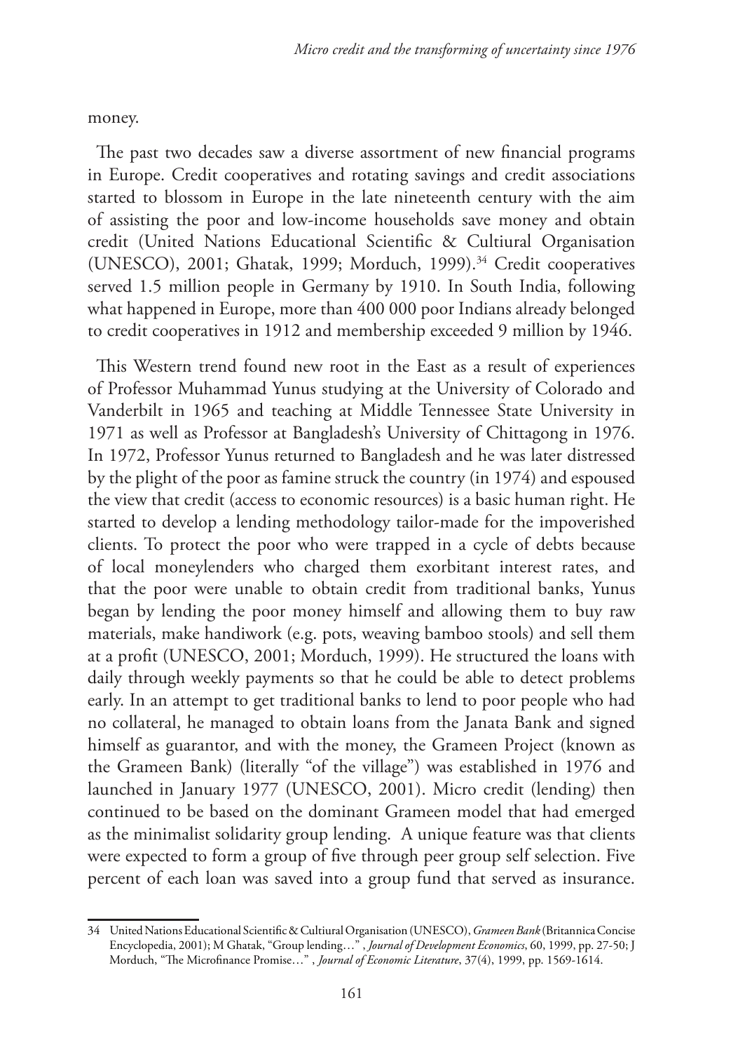money.

The past two decades saw a diverse assortment of new financial programs in Europe. Credit cooperatives and rotating savings and credit associations started to blossom in Europe in the late nineteenth century with the aim of assisting the poor and low-income households save money and obtain credit (United Nations Educational Scientific & Cultiural Organisation (UNESCO), 2001; Ghatak, 1999; Morduch, 1999).[34] Credit cooperatives served 1.5 million people in Germany by 1910. In South India, following what happened in Europe, more than 400 000 poor Indians already belonged to credit cooperatives in 1912 and membership exceeded 9 million by 1946.

This Western trend found new root in the East as a result of experiences of Professor Muhammad Yunus studying at the University of Colorado and Vanderbilt in 1965 and teaching at Middle Tennessee State University in 1971 as well as Professor at Bangladesh's University of Chittagong in 1976. In 1972, Professor Yunus returned to Bangladesh and he was later distressed by the plight of the poor as famine struck the country (in 1974) and espoused the view that credit (access to economic resources) is a basic human right. He started to develop a lending methodology tailor-made for the impoverished clients. To protect the poor who were trapped in a cycle of debts because of local moneylenders who charged them exorbitant interest rates, and that the poor were unable to obtain credit from traditional banks, Yunus began by lending the poor money himself and allowing them to buy raw materials, make handiwork (e.g. pots, weaving bamboo stools) and sell them at a profit (UNESCO, 2001; Morduch, 1999). He structured the loans with daily through weekly payments so that he could be able to detect problems early. In an attempt to get traditional banks to lend to poor people who had no collateral, he managed to obtain loans from the Janata Bank and signed himself as guarantor, and with the money, the Grameen Project (known as the Grameen Bank) (literally "of the village") was established in 1976 and launched in January 1977 (UNESCO, 2001). Micro credit (lending) then continued to be based on the dominant Grameen model that had emerged as the minimalist solidarity group lending. A unique feature was that clients were expected to form a group of five through peer group self selection. Five percent of each loan was saved into a group fund that served as insurance.

---

34 United Nations Educational Scientific & Cultiural Organisation (UNESCO), *Grameen Bank* (Britannica Concise Encyclopedia, 2001); M Ghatak, "Group lending…", *Journal of Development Economics*, 60, 1999, pp. 27-50; J Morduch, "The Microfinance Promise…", *Journal of Economic Literature*, 37(4), 1999, pp. 1569-1614.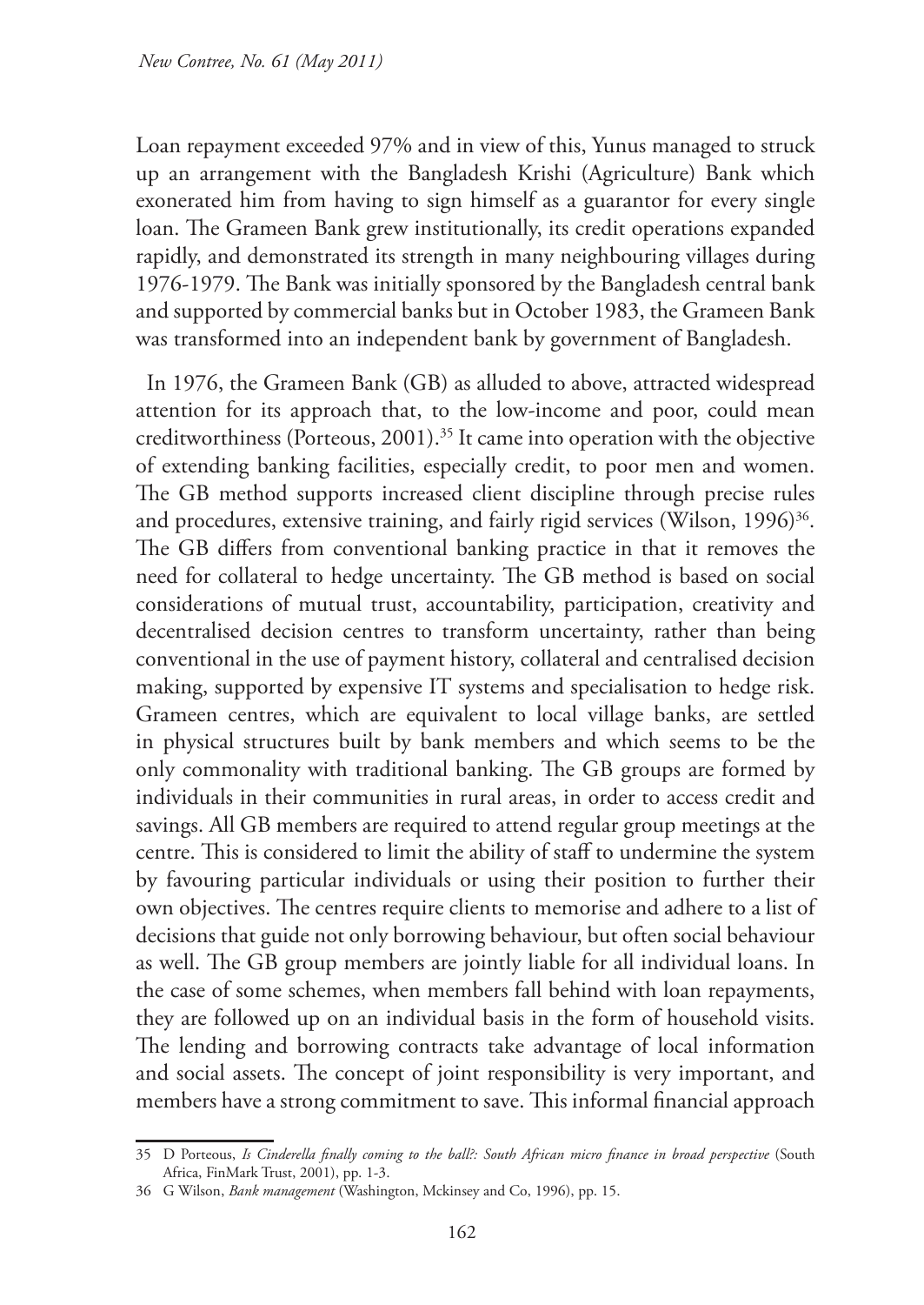Loan repayment exceeded 97% and in view of this, Yunus managed to struck up an arrangement with the Bangladesh Krishi (Agriculture) Bank which exonerated him from having to sign himself as a guarantor for every single loan. The Grameen Bank grew institutionally, its credit operations expanded rapidly, and demonstrated its strength in many neighbouring villages during 1976-1979. The Bank was initially sponsored by the Bangladesh central bank and supported by commercial banks but in October 1983, the Grameen Bank was transformed into an independent bank by government of Bangladesh.

In 1976, the Grameen Bank (GB) as alluded to above, attracted widespread attention for its approach that, to the low-income and poor, could mean creditworthiness (Porteous, 2001).[35] It came into operation with the objective of extending banking facilities, especially credit, to poor men and women. The GB method supports increased client discipline through precise rules and procedures, extensive training, and fairly rigid services (Wilson, 1996)[36]. The GB differs from conventional banking practice in that it removes the need for collateral to hedge uncertainty. The GB method is based on social considerations of mutual trust, accountability, participation, creativity and decentralised decision centres to transform uncertainty, rather than being conventional in the use of payment history, collateral and centralised decision making, supported by expensive IT systems and specialisation to hedge risk. Grameen centres, which are equivalent to local village banks, are settled in physical structures built by bank members and which seems to be the only commonality with traditional banking. The GB groups are formed by individuals in their communities in rural areas, in order to access credit and savings. All GB members are required to attend regular group meetings at the centre. This is considered to limit the ability of staff to undermine the system by favouring particular individuals or using their position to further their own objectives. The centres require clients to memorise and adhere to a list of decisions that guide not only borrowing behaviour, but often social behaviour as well. The GB group members are jointly liable for all individual loans. In the case of some schemes, when members fall behind with loan repayments, they are followed up on an individual basis in the form of household visits. The lending and borrowing contracts take advantage of local information and social assets. The concept of joint responsibility is very important, and members have a strong commitment to save. This informal financial approach

35 D Porteous, *Is Cinderella finally coming to the ball?: South African micro finance in broad perspective* (South Africa, FinMark Trust, 2001), pp. 1-3.

36 G Wilson, *Bank management* (Washington, Mckinsey and Co, 1996), pp. 15.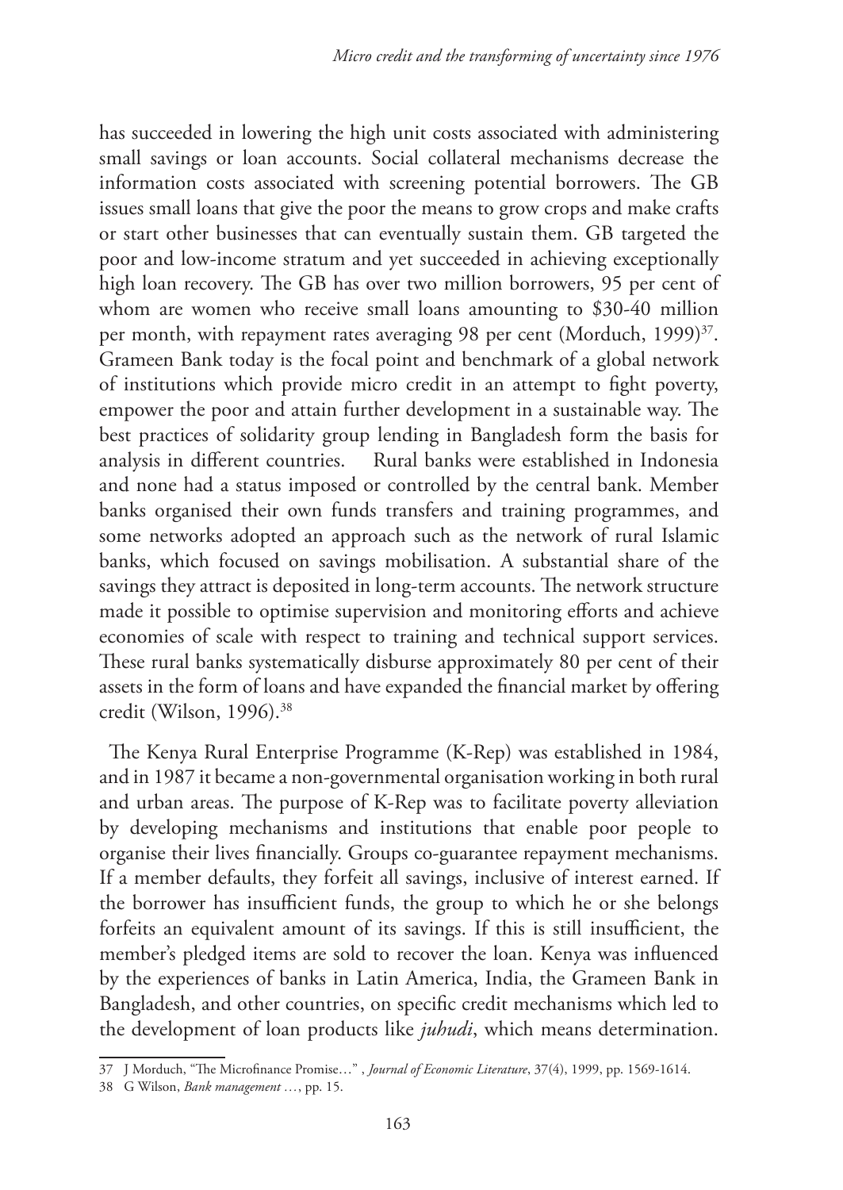has succeeded in lowering the high unit costs associated with administering small savings or loan accounts. Social collateral mechanisms decrease the information costs associated with screening potential borrowers. The GB issues small loans that give the poor the means to grow crops and make crafts or start other businesses that can eventually sustain them. GB targeted the poor and low-income stratum and yet succeeded in achieving exceptionally high loan recovery. The GB has over two million borrowers, 95 per cent of whom are women who receive small loans amounting to $30-40 million per month, with repayment rates averaging 98 per cent (Morduch, 1999)[37]. Grameen Bank today is the focal point and benchmark of a global network of institutions which provide micro credit in an attempt to fight poverty, empower the poor and attain further development in a sustainable way. The best practices of solidarity group lending in Bangladesh form the basis for analysis in different countries. Rural banks were established in Indonesia and none had a status imposed or controlled by the central bank. Member banks organised their own funds transfers and training programmes, and some networks adopted an approach such as the network of rural Islamic banks, which focused on savings mobilisation. A substantial share of the savings they attract is deposited in long-term accounts. The network structure made it possible to optimise supervision and monitoring efforts and achieve economies of scale with respect to training and technical support services. These rural banks systematically disburse approximately 80 per cent of their assets in the form of loans and have expanded the financial market by offering credit (Wilson, 1996).[38]

The Kenya Rural Enterprise Programme (K-Rep) was established in 1984, and in 1987 it became a non-governmental organisation working in both rural and urban areas. The purpose of K-Rep was to facilitate poverty alleviation by developing mechanisms and institutions that enable poor people to organise their lives financially. Groups co-guarantee repayment mechanisms. If a member defaults, they forfeit all savings, inclusive of interest earned. If the borrower has insufficient funds, the group to which he or she belongs forfeits an equivalent amount of its savings. If this is still insufficient, the member's pledged items are sold to recover the loan. Kenya was influenced by the experiences of banks in Latin America, India, the Grameen Bank in Bangladesh, and other countries, on specific credit mechanisms which led to the development of loan products like *juhudi*, which means determination.

---

37 J Morduch, "The Microfinance Promise…" , *Journal of Economic Literature*, 37(4), 1999, pp. 1569-1614.

38 G Wilson, *Bank management …*, pp. 15.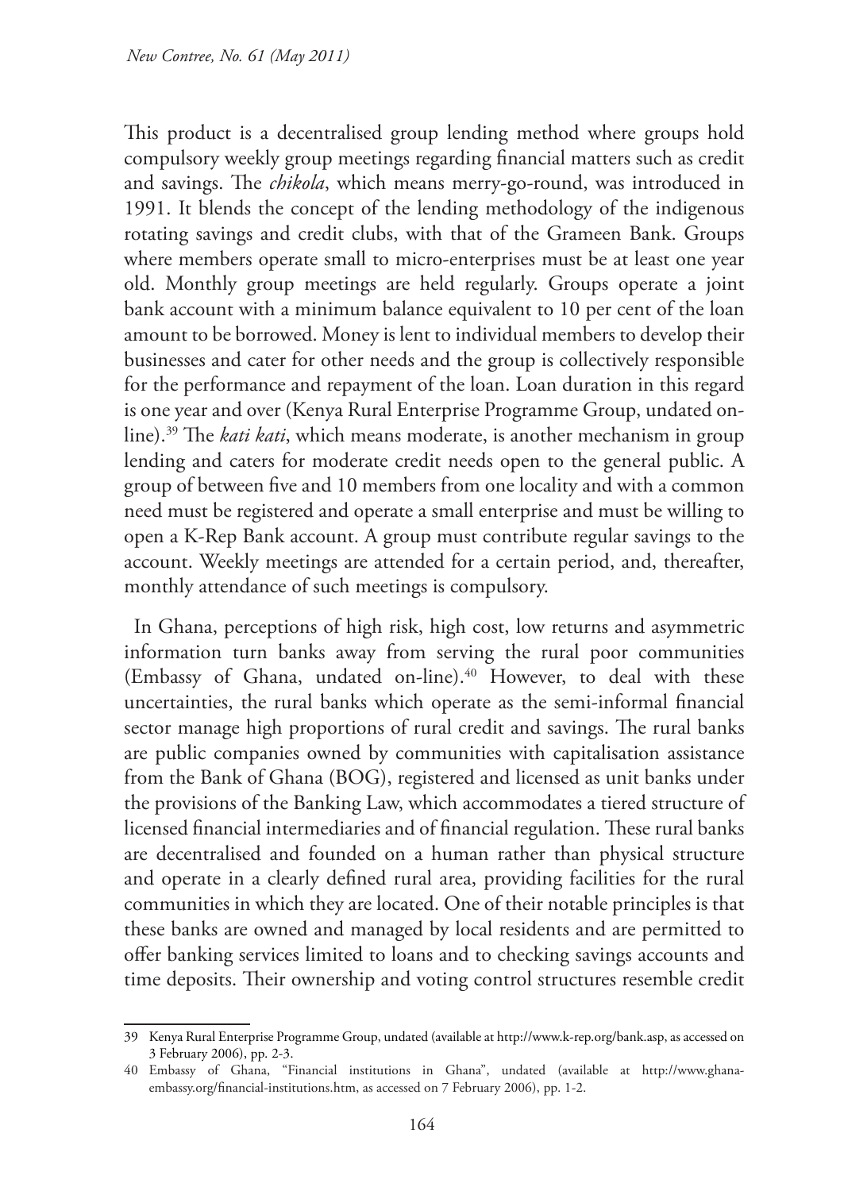This product is a decentralised group lending method where groups hold compulsory weekly group meetings regarding financial matters such as credit and savings. The *chikola*, which means merry-go-round, was introduced in 1991. It blends the concept of the lending methodology of the indigenous rotating savings and credit clubs, with that of the Grameen Bank. Groups where members operate small to micro-enterprises must be at least one year old. Monthly group meetings are held regularly. Groups operate a joint bank account with a minimum balance equivalent to 10 per cent of the loan amount to be borrowed. Money is lent to individual members to develop their businesses and cater for other needs and the group is collectively responsible for the performance and repayment of the loan. Loan duration in this regard is one year and over (Kenya Rural Enterprise Programme Group, undated on-line).[39] The *kati kati*, which means moderate, is another mechanism in group lending and caters for moderate credit needs open to the general public. A group of between five and 10 members from one locality and with a common need must be registered and operate a small enterprise and must be willing to open a K-Rep Bank account. A group must contribute regular savings to the account. Weekly meetings are attended for a certain period, and, thereafter, monthly attendance of such meetings is compulsory.

In Ghana, perceptions of high risk, high cost, low returns and asymmetric information turn banks away from serving the rural poor communities (Embassy of Ghana, undated on-line).[40] However, to deal with these uncertainties, the rural banks which operate as the semi-informal financial sector manage high proportions of rural credit and savings. The rural banks are public companies owned by communities with capitalisation assistance from the Bank of Ghana (BOG), registered and licensed as unit banks under the provisions of the Banking Law, which accommodates a tiered structure of licensed financial intermediaries and of financial regulation. These rural banks are decentralised and founded on a human rather than physical structure and operate in a clearly defined rural area, providing facilities for the rural communities in which they are located. One of their notable principles is that these banks are owned and managed by local residents and are permitted to offer banking services limited to loans and to checking savings accounts and time deposits. Their ownership and voting control structures resemble credit

39 Kenya Rural Enterprise Programme Group, undated (available at http://www.k-rep.org/bank.asp, as accessed on 3 February 2006), pp. 2-3.

40 Embassy of Ghana, "Financial institutions in Ghana", undated (available at http://www.ghana-embassy.org/financial-institutions.htm, as accessed on 7 February 2006), pp. 1-2.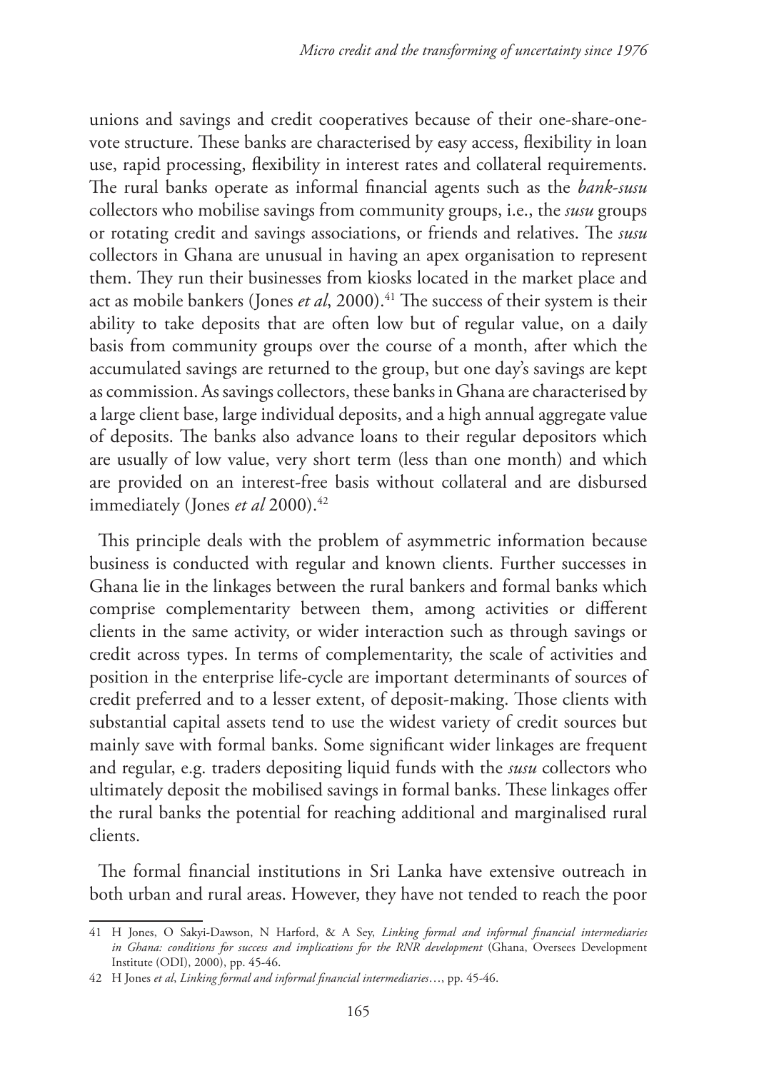unions and savings and credit cooperatives because of their one-share-one-vote structure. These banks are characterised by easy access, flexibility in loan use, rapid processing, flexibility in interest rates and collateral requirements. The rural banks operate as informal financial agents such as the *bank-susu* collectors who mobilise savings from community groups, i.e., the *susu* groups or rotating credit and savings associations, or friends and relatives. The *susu* collectors in Ghana are unusual in having an apex organisation to represent them. They run their businesses from kiosks located in the market place and act as mobile bankers (Jones *et al*, 2000).[41] The success of their system is their ability to take deposits that are often low but of regular value, on a daily basis from community groups over the course of a month, after which the accumulated savings are returned to the group, but one day's savings are kept as commission. As savings collectors, these banks in Ghana are characterised by a large client base, large individual deposits, and a high annual aggregate value of deposits. The banks also advance loans to their regular depositors which are usually of low value, very short term (less than one month) and which are provided on an interest-free basis without collateral and are disbursed immediately (Jones *et al* 2000).[42]

This principle deals with the problem of asymmetric information because business is conducted with regular and known clients. Further successes in Ghana lie in the linkages between the rural bankers and formal banks which comprise complementarity between them, among activities or different clients in the same activity, or wider interaction such as through savings or credit across types. In terms of complementarity, the scale of activities and position in the enterprise life-cycle are important determinants of sources of credit preferred and to a lesser extent, of deposit-making. Those clients with substantial capital assets tend to use the widest variety of credit sources but mainly save with formal banks. Some significant wider linkages are frequent and regular, e.g. traders depositing liquid funds with the *susu* collectors who ultimately deposit the mobilised savings in formal banks. These linkages offer the rural banks the potential for reaching additional and marginalised rural clients.

The formal financial institutions in Sri Lanka have extensive outreach in both urban and rural areas. However, they have not tended to reach the poor

---

41 H Jones, O Sakyi-Dawson, N Harford, & A Sey, *Linking formal and informal financial intermediaries in Ghana: conditions for success and implications for the RNR development* (Ghana, Oversees Development Institute (ODI), 2000), pp. 45-46.

42 H Jones *et al*, *Linking formal and informal financial intermediaries*…, pp. 45-46.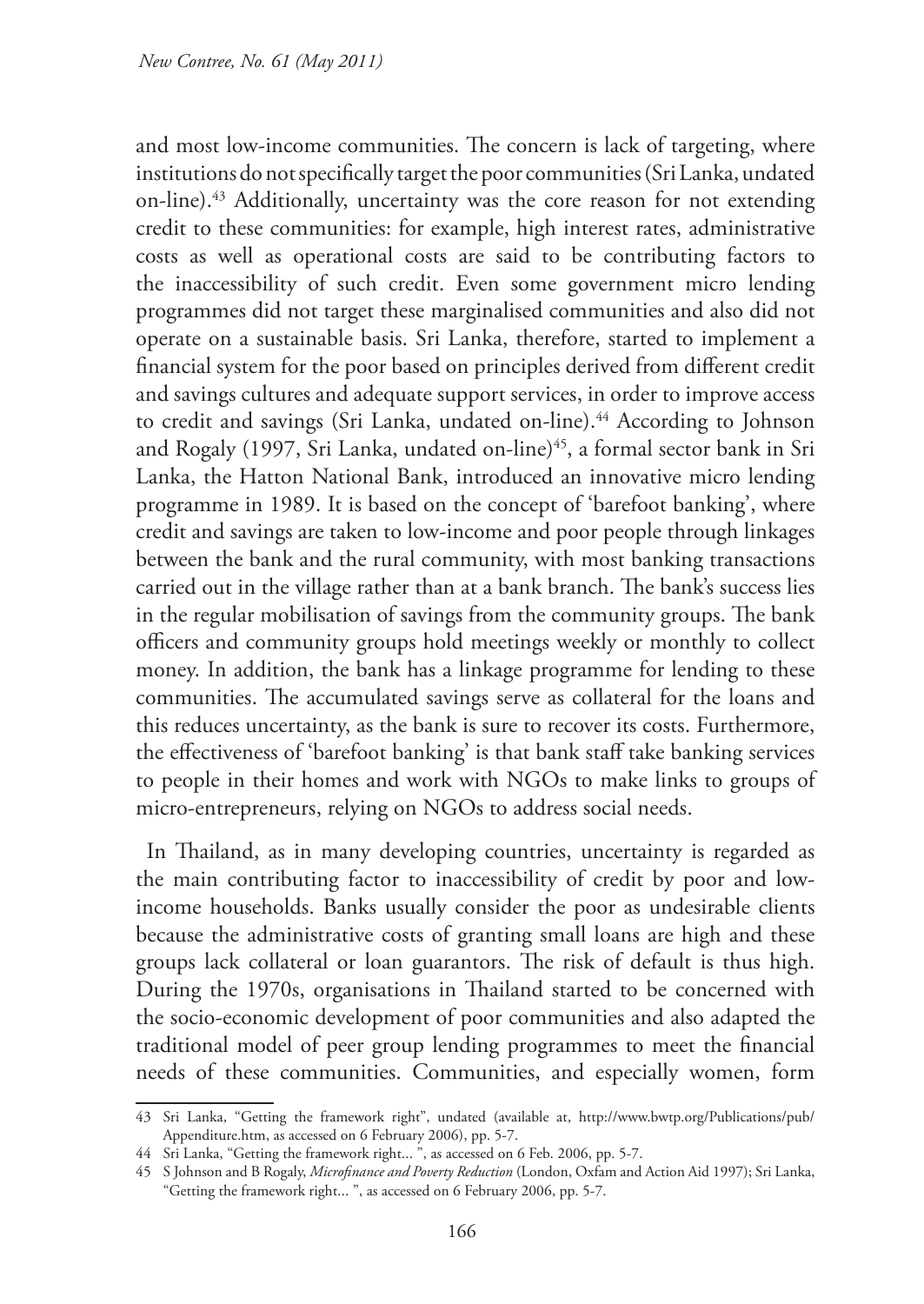and most low-income communities. The concern is lack of targeting, where institutions do not specifically target the poor communities (Sri Lanka, undated on-line).[43] Additionally, uncertainty was the core reason for not extending credit to these communities: for example, high interest rates, administrative costs as well as operational costs are said to be contributing factors to the inaccessibility of such credit. Even some government micro lending programmes did not target these marginalised communities and also did not operate on a sustainable basis. Sri Lanka, therefore, started to implement a financial system for the poor based on principles derived from different credit and savings cultures and adequate support services, in order to improve access to credit and savings (Sri Lanka, undated on-line).[44] According to Johnson and Rogaly (1997, Sri Lanka, undated on-line)[45], a formal sector bank in Sri Lanka, the Hatton National Bank, introduced an innovative micro lending programme in 1989. It is based on the concept of 'barefoot banking', where credit and savings are taken to low-income and poor people through linkages between the bank and the rural community, with most banking transactions carried out in the village rather than at a bank branch. The bank's success lies in the regular mobilisation of savings from the community groups. The bank officers and community groups hold meetings weekly or monthly to collect money. In addition, the bank has a linkage programme for lending to these communities. The accumulated savings serve as collateral for the loans and this reduces uncertainty, as the bank is sure to recover its costs. Furthermore, the effectiveness of 'barefoot banking' is that bank staff take banking services to people in their homes and work with NGOs to make links to groups of micro-entrepreneurs, relying on NGOs to address social needs.

In Thailand, as in many developing countries, uncertainty is regarded as the main contributing factor to inaccessibility of credit by poor and low-income households. Banks usually consider the poor as undesirable clients because the administrative costs of granting small loans are high and these groups lack collateral or loan guarantors. The risk of default is thus high. During the 1970s, organisations in Thailand started to be concerned with the socio-economic development of poor communities and also adapted the traditional model of peer group lending programmes to meet the financial needs of these communities. Communities, and especially women, form

---

43 Sri Lanka, "Getting the framework right", undated (available at, http://www.bwtp.org/Publications/pub/Appenditure.htm, as accessed on 6 February 2006), pp. 5-7.

44 Sri Lanka, "Getting the framework right... ", as accessed on 6 Feb. 2006, pp. 5-7.

45 S Johnson and B Rogaly, *Microfinance and Poverty Reduction* (London, Oxfam and Action Aid 1997); Sri Lanka, "Getting the framework right... ", as accessed on 6 February 2006, pp. 5-7.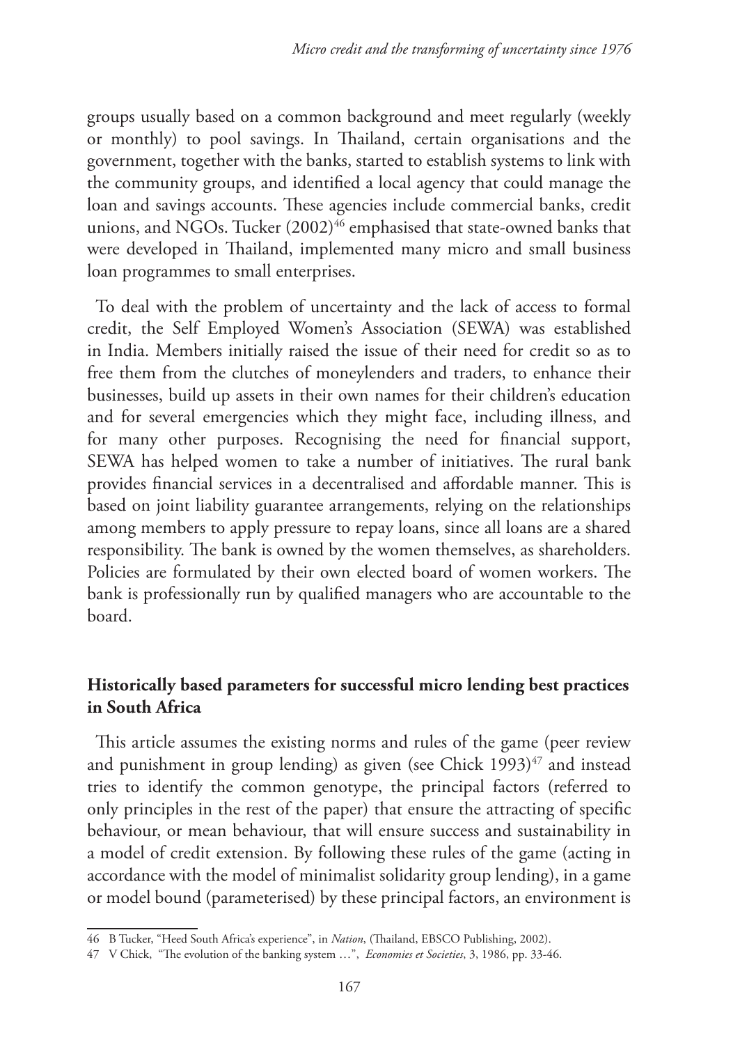groups usually based on a common background and meet regularly (weekly or monthly) to pool savings. In Thailand, certain organisations and the government, together with the banks, started to establish systems to link with the community groups, and identified a local agency that could manage the loan and savings accounts. These agencies include commercial banks, credit unions, and NGOs. Tucker (2002)[46] emphasised that state-owned banks that were developed in Thailand, implemented many micro and small business loan programmes to small enterprises.

To deal with the problem of uncertainty and the lack of access to formal credit, the Self Employed Women's Association (SEWA) was established in India. Members initially raised the issue of their need for credit so as to free them from the clutches of moneylenders and traders, to enhance their businesses, build up assets in their own names for their children's education and for several emergencies which they might face, including illness, and for many other purposes. Recognising the need for financial support, SEWA has helped women to take a number of initiatives. The rural bank provides financial services in a decentralised and affordable manner. This is based on joint liability guarantee arrangements, relying on the relationships among members to apply pressure to repay loans, since all loans are a shared responsibility. The bank is owned by the women themselves, as shareholders. Policies are formulated by their own elected board of women workers. The bank is professionally run by qualified managers who are accountable to the board.

## Historically based parameters for successful micro lending best practices in South Africa

This article assumes the existing norms and rules of the game (peer review and punishment in group lending) as given (see Chick 1993)[47] and instead tries to identify the common genotype, the principal factors (referred to only principles in the rest of the paper) that ensure the attracting of specific behaviour, or mean behaviour, that will ensure success and sustainability in a model of credit extension. By following these rules of the game (acting in accordance with the model of minimalist solidarity group lending), in a game or model bound (parameterised) by these principal factors, an environment is

46 B Tucker, "Heed South Africa's experience", in *Nation*, (Thailand, EBSCO Publishing, 2002).

47 V Chick, "The evolution of the banking system …", *Economies et Societies*, 3, 1986, pp. 33-46.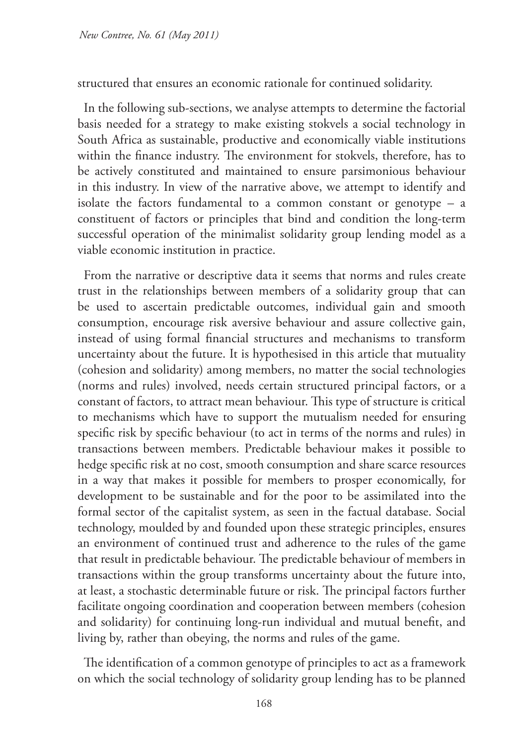structured that ensures an economic rationale for continued solidarity.

In the following sub-sections, we analyse attempts to determine the factorial basis needed for a strategy to make existing stokvels a social technology in South Africa as sustainable, productive and economically viable institutions within the finance industry. The environment for stokvels, therefore, has to be actively constituted and maintained to ensure parsimonious behaviour in this industry. In view of the narrative above, we attempt to identify and isolate the factors fundamental to a common constant or genotype – a constituent of factors or principles that bind and condition the long-term successful operation of the minimalist solidarity group lending model as a viable economic institution in practice.

From the narrative or descriptive data it seems that norms and rules create trust in the relationships between members of a solidarity group that can be used to ascertain predictable outcomes, individual gain and smooth consumption, encourage risk aversive behaviour and assure collective gain, instead of using formal financial structures and mechanisms to transform uncertainty about the future. It is hypothesised in this article that mutuality (cohesion and solidarity) among members, no matter the social technologies (norms and rules) involved, needs certain structured principal factors, or a constant of factors, to attract mean behaviour. This type of structure is critical to mechanisms which have to support the mutualism needed for ensuring specific risk by specific behaviour (to act in terms of the norms and rules) in transactions between members. Predictable behaviour makes it possible to hedge specific risk at no cost, smooth consumption and share scarce resources in a way that makes it possible for members to prosper economically, for development to be sustainable and for the poor to be assimilated into the formal sector of the capitalist system, as seen in the factual database. Social technology, moulded by and founded upon these strategic principles, ensures an environment of continued trust and adherence to the rules of the game that result in predictable behaviour. The predictable behaviour of members in transactions within the group transforms uncertainty about the future into, at least, a stochastic determinable future or risk. The principal factors further facilitate ongoing coordination and cooperation between members (cohesion and solidarity) for continuing long-run individual and mutual benefit, and living by, rather than obeying, the norms and rules of the game.

The identification of a common genotype of principles to act as a framework on which the social technology of solidarity group lending has to be planned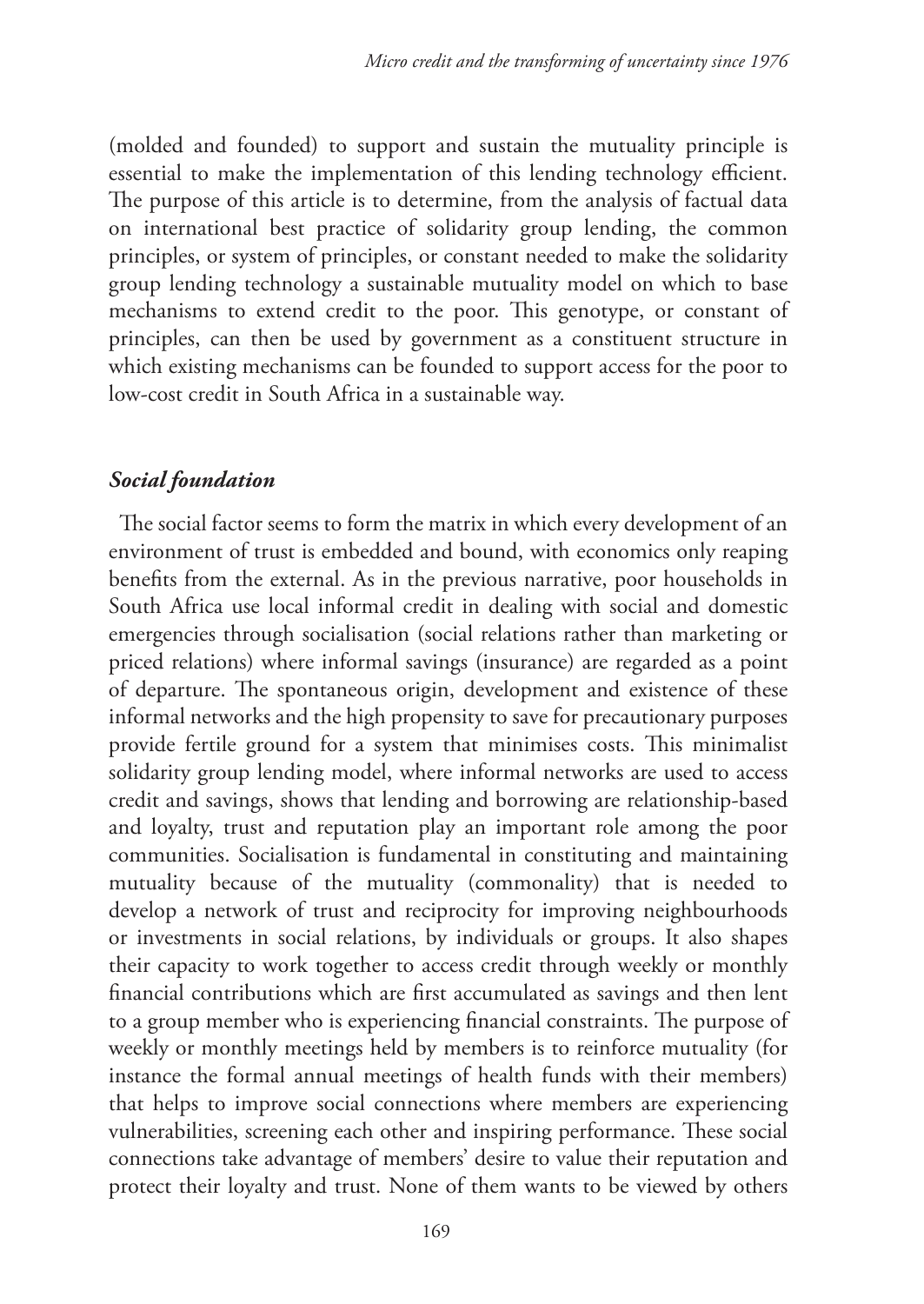(molded and founded) to support and sustain the mutuality principle is essential to make the implementation of this lending technology efficient. The purpose of this article is to determine, from the analysis of factual data on international best practice of solidarity group lending, the common principles, or system of principles, or constant needed to make the solidarity group lending technology a sustainable mutuality model on which to base mechanisms to extend credit to the poor. This genotype, or constant of principles, can then be used by government as a constituent structure in which existing mechanisms can be founded to support access for the poor to low-cost credit in South Africa in a sustainable way.

### *Social foundation*

The social factor seems to form the matrix in which every development of an environment of trust is embedded and bound, with economics only reaping benefits from the external. As in the previous narrative, poor households in South Africa use local informal credit in dealing with social and domestic emergencies through socialisation (social relations rather than marketing or priced relations) where informal savings (insurance) are regarded as a point of departure. The spontaneous origin, development and existence of these informal networks and the high propensity to save for precautionary purposes provide fertile ground for a system that minimises costs. This minimalist solidarity group lending model, where informal networks are used to access credit and savings, shows that lending and borrowing are relationship-based and loyalty, trust and reputation play an important role among the poor communities. Socialisation is fundamental in constituting and maintaining mutuality because of the mutuality (commonality) that is needed to develop a network of trust and reciprocity for improving neighbourhoods or investments in social relations, by individuals or groups. It also shapes their capacity to work together to access credit through weekly or monthly financial contributions which are first accumulated as savings and then lent to a group member who is experiencing financial constraints. The purpose of weekly or monthly meetings held by members is to reinforce mutuality (for instance the formal annual meetings of health funds with their members) that helps to improve social connections where members are experiencing vulnerabilities, screening each other and inspiring performance. These social connections take advantage of members' desire to value their reputation and protect their loyalty and trust. None of them wants to be viewed by others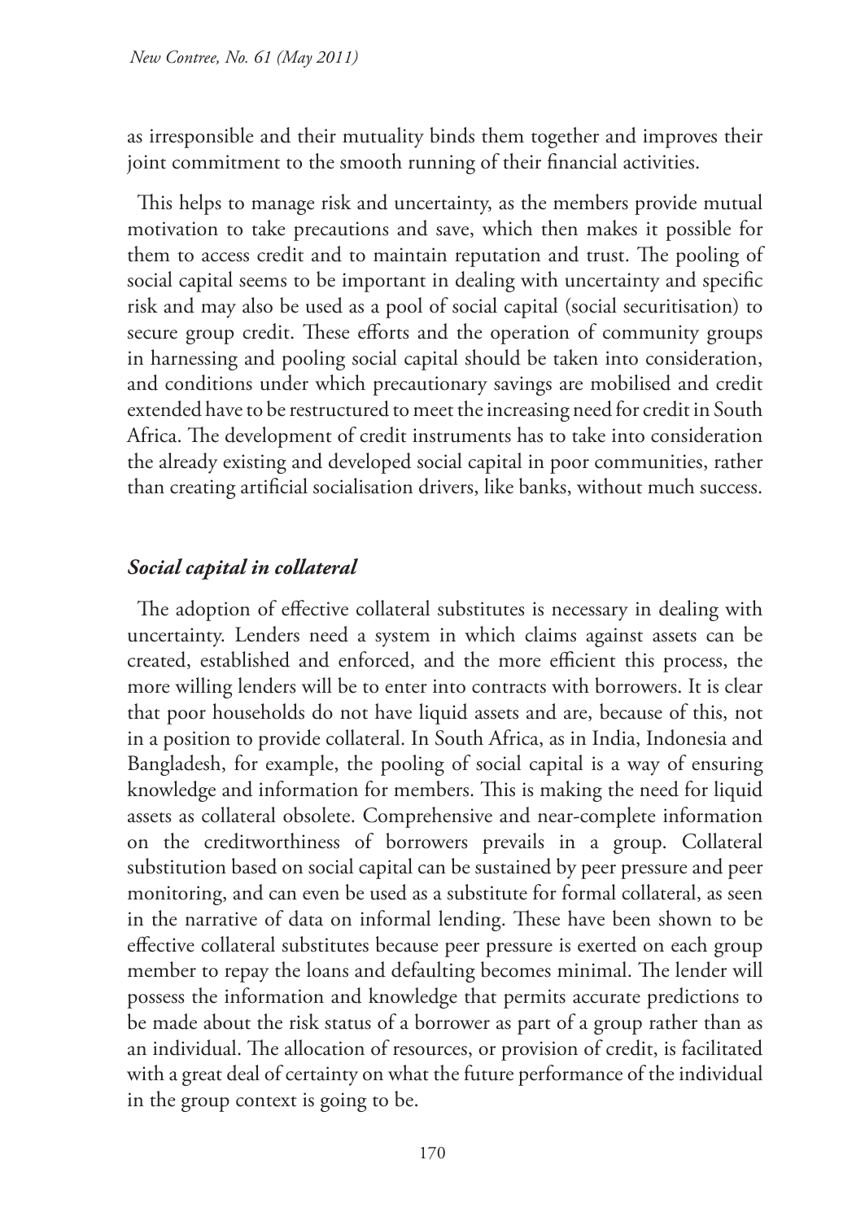as irresponsible and their mutuality binds them together and improves their joint commitment to the smooth running of their financial activities.

This helps to manage risk and uncertainty, as the members provide mutual motivation to take precautions and save, which then makes it possible for them to access credit and to maintain reputation and trust. The pooling of social capital seems to be important in dealing with uncertainty and specific risk and may also be used as a pool of social capital (social securitisation) to secure group credit. These efforts and the operation of community groups in harnessing and pooling social capital should be taken into consideration, and conditions under which precautionary savings are mobilised and credit extended have to be restructured to meet the increasing need for credit in South Africa. The development of credit instruments has to take into consideration the already existing and developed social capital in poor communities, rather than creating artificial socialisation drivers, like banks, without much success.

### *Social capital in collateral*

The adoption of effective collateral substitutes is necessary in dealing with uncertainty. Lenders need a system in which claims against assets can be created, established and enforced, and the more efficient this process, the more willing lenders will be to enter into contracts with borrowers. It is clear that poor households do not have liquid assets and are, because of this, not in a position to provide collateral. In South Africa, as in India, Indonesia and Bangladesh, for example, the pooling of social capital is a way of ensuring knowledge and information for members. This is making the need for liquid assets as collateral obsolete. Comprehensive and near-complete information on the creditworthiness of borrowers prevails in a group. Collateral substitution based on social capital can be sustained by peer pressure and peer monitoring, and can even be used as a substitute for formal collateral, as seen in the narrative of data on informal lending. These have been shown to be effective collateral substitutes because peer pressure is exerted on each group member to repay the loans and defaulting becomes minimal. The lender will possess the information and knowledge that permits accurate predictions to be made about the risk status of a borrower as part of a group rather than as an individual. The allocation of resources, or provision of credit, is facilitated with a great deal of certainty on what the future performance of the individual in the group context is going to be.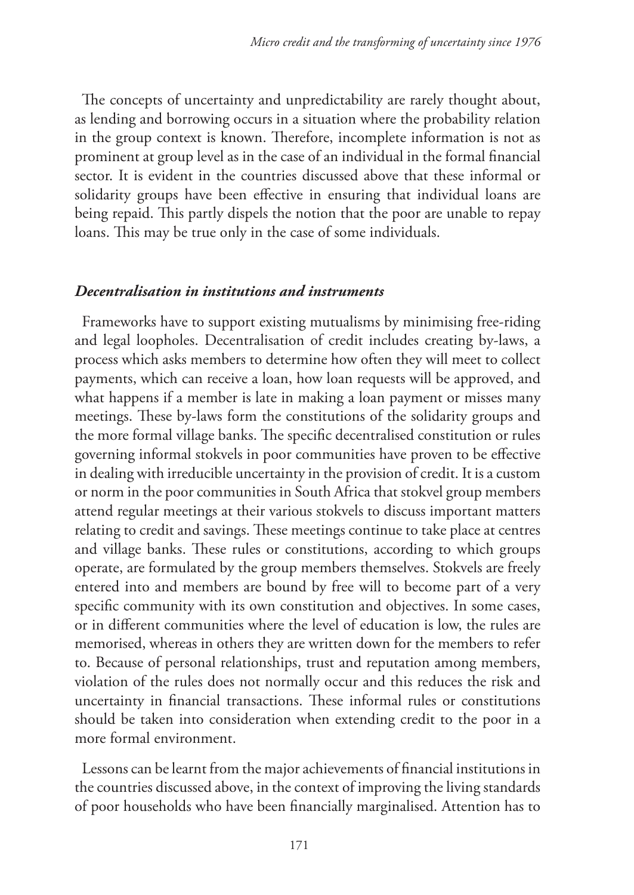The concepts of uncertainty and unpredictability are rarely thought about, as lending and borrowing occurs in a situation where the probability relation in the group context is known. Therefore, incomplete information is not as prominent at group level as in the case of an individual in the formal financial sector. It is evident in the countries discussed above that these informal or solidarity groups have been effective in ensuring that individual loans are being repaid. This partly dispels the notion that the poor are unable to repay loans. This may be true only in the case of some individuals.

### *Decentralisation in institutions and instruments*

Frameworks have to support existing mutualisms by minimising free-riding and legal loopholes. Decentralisation of credit includes creating by-laws, a process which asks members to determine how often they will meet to collect payments, which can receive a loan, how loan requests will be approved, and what happens if a member is late in making a loan payment or misses many meetings. These by-laws form the constitutions of the solidarity groups and the more formal village banks. The specific decentralised constitution or rules governing informal stokvels in poor communities have proven to be effective in dealing with irreducible uncertainty in the provision of credit. It is a custom or norm in the poor communities in South Africa that stokvel group members attend regular meetings at their various stokvels to discuss important matters relating to credit and savings. These meetings continue to take place at centres and village banks. These rules or constitutions, according to which groups operate, are formulated by the group members themselves. Stokvels are freely entered into and members are bound by free will to become part of a very specific community with its own constitution and objectives. In some cases, or in different communities where the level of education is low, the rules are memorised, whereas in others they are written down for the members to refer to. Because of personal relationships, trust and reputation among members, violation of the rules does not normally occur and this reduces the risk and uncertainty in financial transactions. These informal rules or constitutions should be taken into consideration when extending credit to the poor in a more formal environment.

Lessons can be learnt from the major achievements of financial institutions in the countries discussed above, in the context of improving the living standards of poor households who have been financially marginalised. Attention has to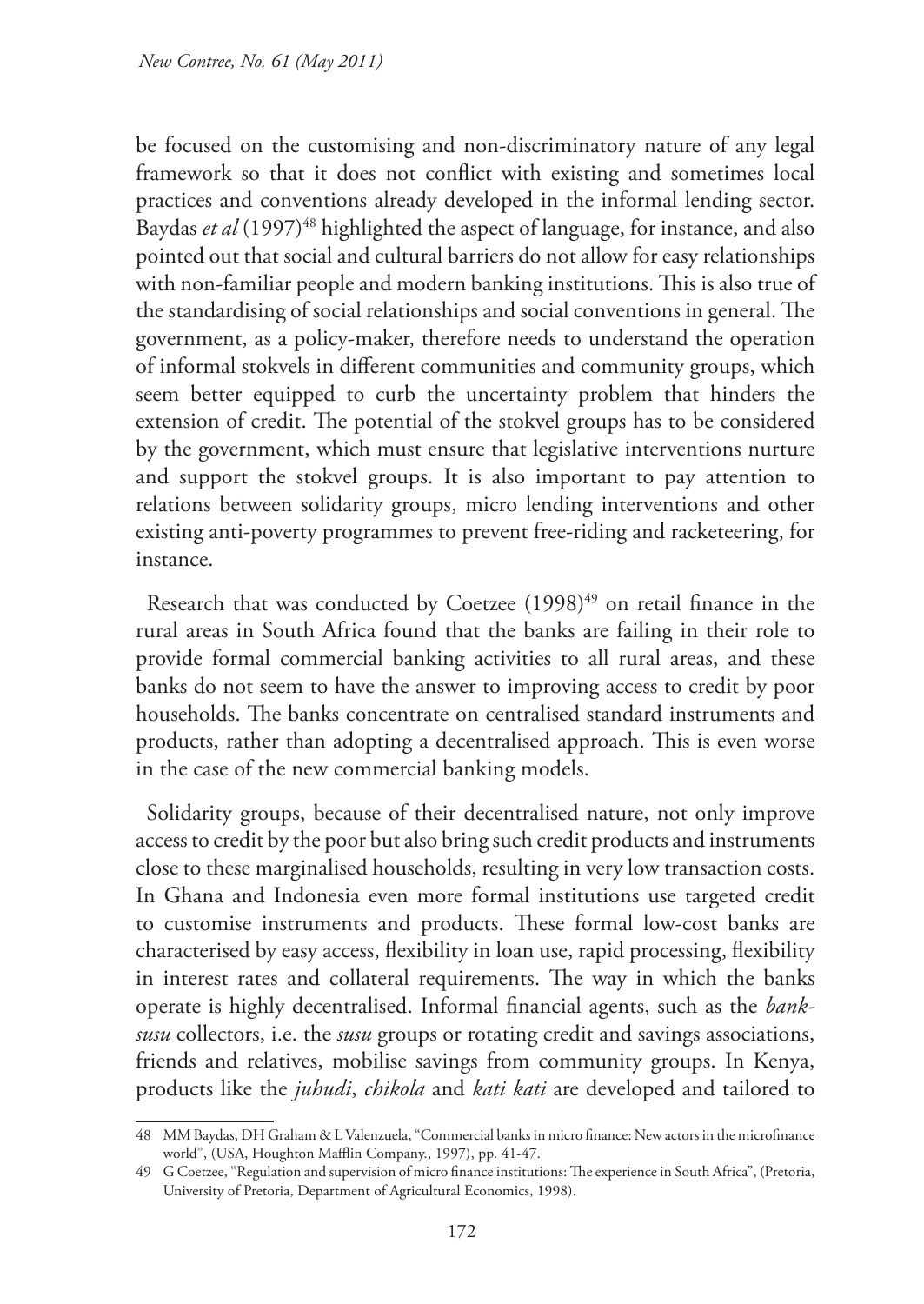be focused on the customising and non-discriminatory nature of any legal framework so that it does not conflict with existing and sometimes local practices and conventions already developed in the informal lending sector. Baydas *et al* (1997)[48] highlighted the aspect of language, for instance, and also pointed out that social and cultural barriers do not allow for easy relationships with non-familiar people and modern banking institutions. This is also true of the standardising of social relationships and social conventions in general. The government, as a policy-maker, therefore needs to understand the operation of informal stokvels in different communities and community groups, which seem better equipped to curb the uncertainty problem that hinders the extension of credit. The potential of the stokvel groups has to be considered by the government, which must ensure that legislative interventions nurture and support the stokvel groups. It is also important to pay attention to relations between solidarity groups, micro lending interventions and other existing anti-poverty programmes to prevent free-riding and racketeering, for instance.

Research that was conducted by Coetzee (1998)[49] on retail finance in the rural areas in South Africa found that the banks are failing in their role to provide formal commercial banking activities to all rural areas, and these banks do not seem to have the answer to improving access to credit by poor households. The banks concentrate on centralised standard instruments and products, rather than adopting a decentralised approach. This is even worse in the case of the new commercial banking models.

Solidarity groups, because of their decentralised nature, not only improve access to credit by the poor but also bring such credit products and instruments close to these marginalised households, resulting in very low transaction costs. In Ghana and Indonesia even more formal institutions use targeted credit to customise instruments and products. These formal low-cost banks are characterised by easy access, flexibility in loan use, rapid processing, flexibility in interest rates and collateral requirements. The way in which the banks operate is highly decentralised. Informal financial agents, such as the *bank-susu* collectors, i.e. the *susu* groups or rotating credit and savings associations, friends and relatives, mobilise savings from community groups. In Kenya, products like the *juhudi*, *chikola* and *kati kati* are developed and tailored to

---

48 MM Baydas, DH Graham & L Valenzuela, "Commercial banks in micro finance: New actors in the microfinance world", (USA, Houghton Mafflin Company., 1997), pp. 41-47.

49 G Coetzee, "Regulation and supervision of micro finance institutions: The experience in South Africa", (Pretoria, University of Pretoria, Department of Agricultural Economics, 1998).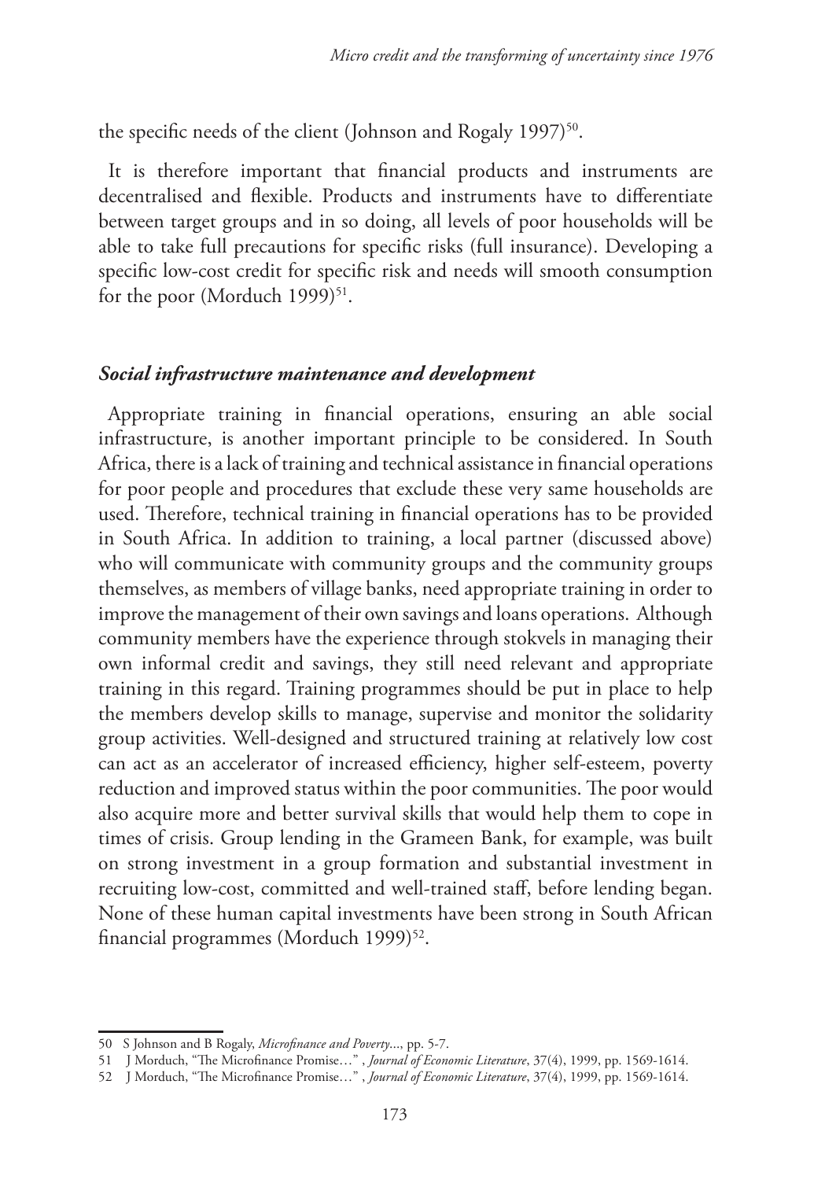the specific needs of the client (Johnson and Rogaly 1997)[50].

It is therefore important that financial products and instruments are decentralised and flexible. Products and instruments have to differentiate between target groups and in so doing, all levels of poor households will be able to take full precautions for specific risks (full insurance). Developing a specific low-cost credit for specific risk and needs will smooth consumption for the poor (Morduch 1999)[51].

### *Social infrastructure maintenance and development*

Appropriate training in financial operations, ensuring an able social infrastructure, is another important principle to be considered. In South Africa, there is a lack of training and technical assistance in financial operations for poor people and procedures that exclude these very same households are used. Therefore, technical training in financial operations has to be provided in South Africa. In addition to training, a local partner (discussed above) who will communicate with community groups and the community groups themselves, as members of village banks, need appropriate training in order to improve the management of their own savings and loans operations. Although community members have the experience through stokvels in managing their own informal credit and savings, they still need relevant and appropriate training in this regard. Training programmes should be put in place to help the members develop skills to manage, supervise and monitor the solidarity group activities. Well-designed and structured training at relatively low cost can act as an accelerator of increased efficiency, higher self-esteem, poverty reduction and improved status within the poor communities. The poor would also acquire more and better survival skills that would help them to cope in times of crisis. Group lending in the Grameen Bank, for example, was built on strong investment in a group formation and substantial investment in recruiting low-cost, committed and well-trained staff, before lending began. None of these human capital investments have been strong in South African financial programmes (Morduch 1999)[52].

---

50 S Johnson and B Rogaly, *Microfinance and Poverty*..., pp. 5-7.

51 J Morduch, "The Microfinance Promise…" , *Journal of Economic Literature*, 37(4), 1999, pp. 1569-1614.

52 J Morduch, "The Microfinance Promise…" , *Journal of Economic Literature*, 37(4), 1999, pp. 1569-1614.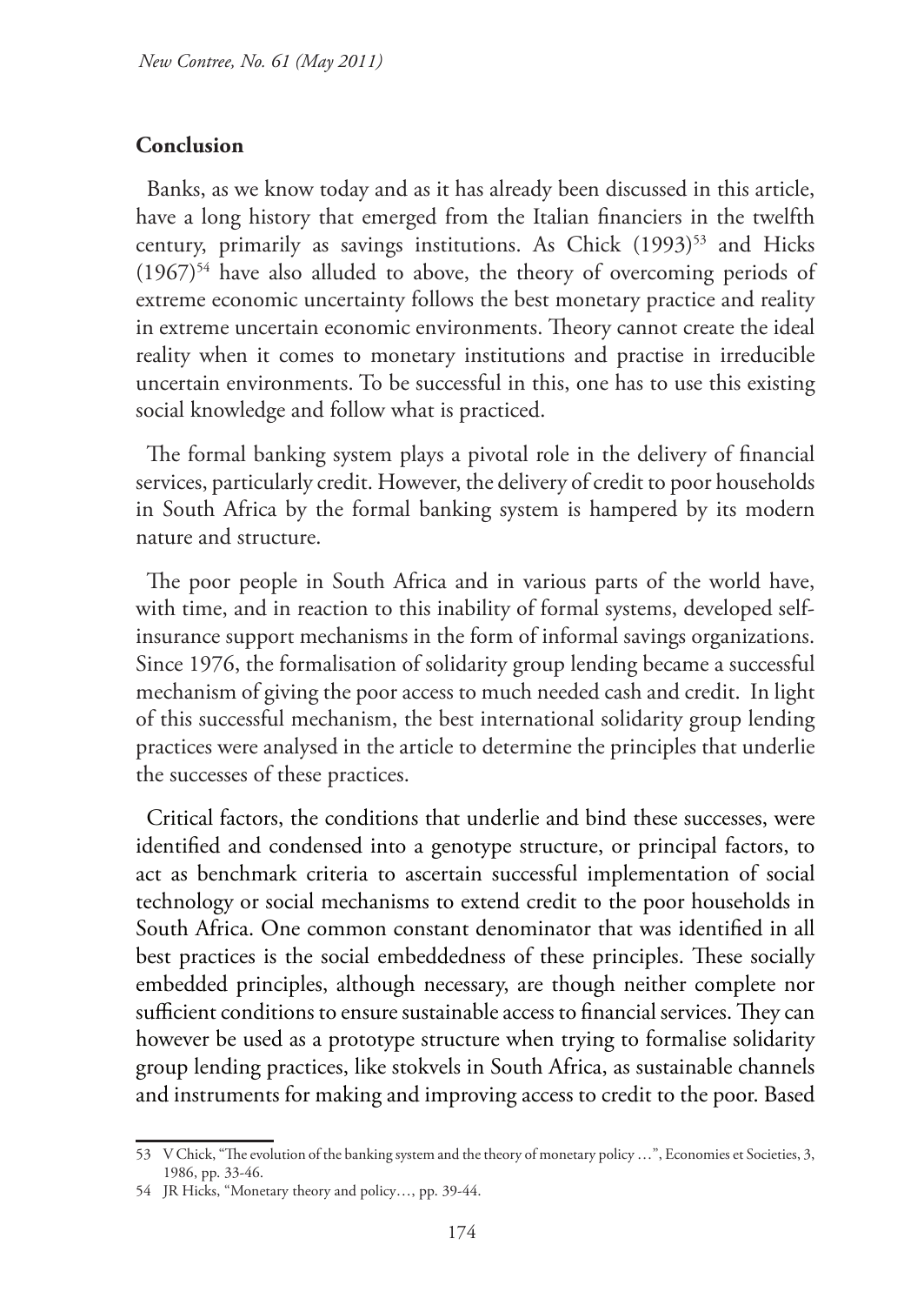## Conclusion

Banks, as we know today and as it has already been discussed in this article, have a long history that emerged from the Italian financiers in the twelfth century, primarily as savings institutions. As Chick (1993)[53] and Hicks (1967)[54] have also alluded to above, the theory of overcoming periods of extreme economic uncertainty follows the best monetary practice and reality in extreme uncertain economic environments. Theory cannot create the ideal reality when it comes to monetary institutions and practise in irreducible uncertain environments. To be successful in this, one has to use this existing social knowledge and follow what is practiced.

The formal banking system plays a pivotal role in the delivery of financial services, particularly credit. However, the delivery of credit to poor households in South Africa by the formal banking system is hampered by its modern nature and structure.

The poor people in South Africa and in various parts of the world have, with time, and in reaction to this inability of formal systems, developed self-insurance support mechanisms in the form of informal savings organizations. Since 1976, the formalisation of solidarity group lending became a successful mechanism of giving the poor access to much needed cash and credit. In light of this successful mechanism, the best international solidarity group lending practices were analysed in the article to determine the principles that underlie the successes of these practices.

Critical factors, the conditions that underlie and bind these successes, were identified and condensed into a genotype structure, or principal factors, to act as benchmark criteria to ascertain successful implementation of social technology or social mechanisms to extend credit to the poor households in South Africa. One common constant denominator that was identified in all best practices is the social embeddedness of these principles. These socially embedded principles, although necessary, are though neither complete nor sufficient conditions to ensure sustainable access to financial services. They can however be used as a prototype structure when trying to formalise solidarity group lending practices, like stokvels in South Africa, as sustainable channels and instruments for making and improving access to credit to the poor. Based

---

53 V Chick, "The evolution of the banking system and the theory of monetary policy …", Economies et Societies, 3, 1986, pp. 33-46.

54 JR Hicks, "Monetary theory and policy…, pp. 39-44.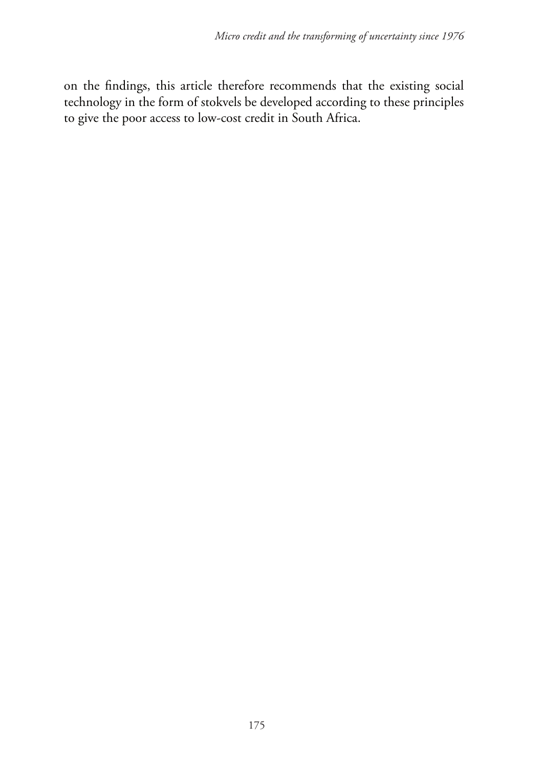on the findings, this article therefore recommends that the existing social technology in the form of stokvels be developed according to these principles to give the poor access to low-cost credit in South Africa.